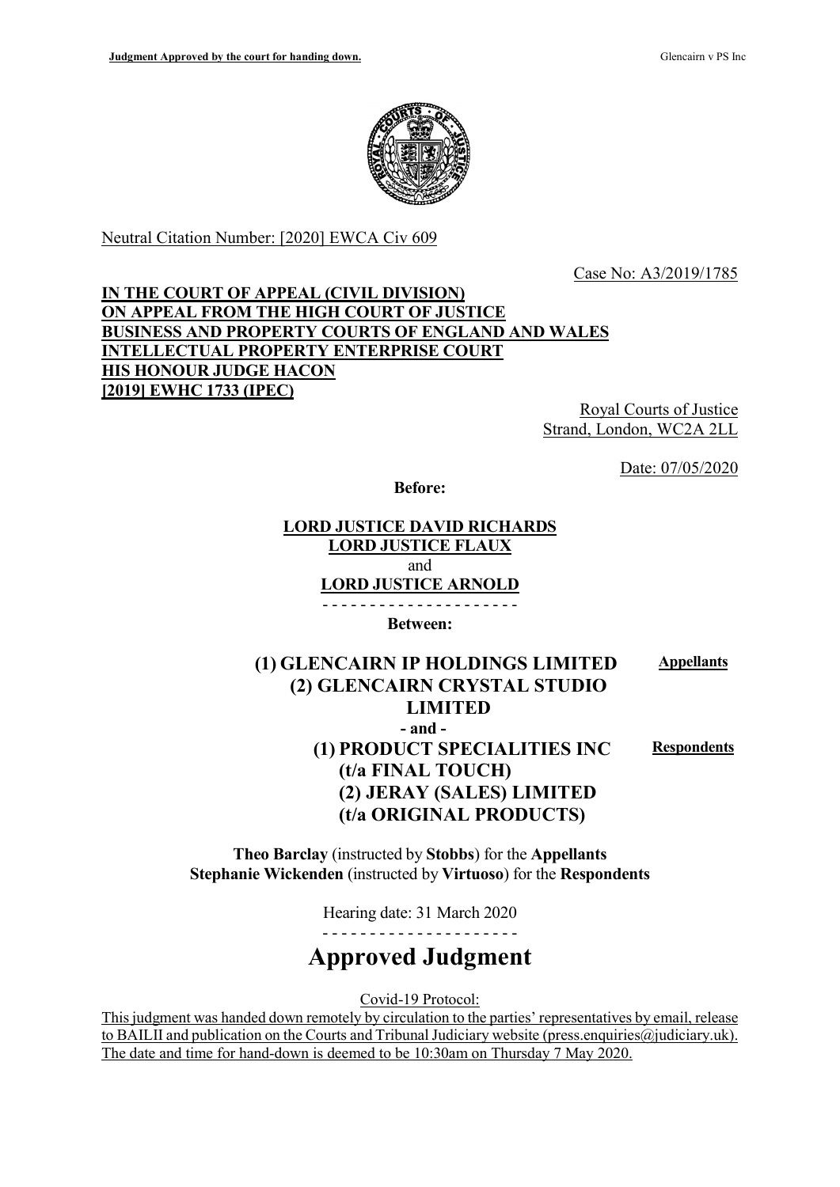Neutral Citation Number: [2020] EWCA Civ 609

Case No: A3/2019/1785

**IN THE COURT OF APPEAL (CIVIL DIVISION)**
**ON APPEAL FROM THE HIGH COURT OF JUSTICE**
**BUSINESS AND PROPERTY COURTS OF ENGLAND AND WALES**
**INTELLECTUAL PROPERTY ENTERPRISE COURT**
**HIS HONOUR JUDGE HACON**
**[2019] EWHC 1733 (IPEC)**

Royal Courts of Justice
Strand, London, WC2A 2LL

Date: 07/05/2020

**Before:**

**LORD JUSTICE DAVID RICHARDS**
**LORD JUSTICE FLAUX**
and
**LORD JUSTICE ARNOLD**

- - - - - - - - - - - - - - - - - - - - -

**Between:**

| | |
|---|---|
| **(1) GLENCAIRN IP HOLDINGS LIMITED** **(2) GLENCAIRN CRYSTAL STUDIO LIMITED** | **Appellants** |
| **- and -** | |
| **(1) PRODUCT SPECIALITIES INC (t/a FINAL TOUCH)** **(2) JERAY (SALES) LIMITED (t/a ORIGINAL PRODUCTS)** | **Respondents** |

**Theo Barclay** (instructed by **Stobbs**) for the **Appellants**
**Stephanie Wickenden** (instructed by **Virtuoso**) for the **Respondents**

Hearing date: 31 March 2020

- - - - - - - - - - - - - - - - - - - - -

# Approved Judgment

Covid-19 Protocol:
This judgment was handed down remotely by circulation to the parties' representatives by email, release to BAILII and publication on the Courts and Tribunal Judiciary website (press.enquiries@judiciary.uk). The date and time for hand-down is deemed to be 10:30am on Thursday 7 May 2020.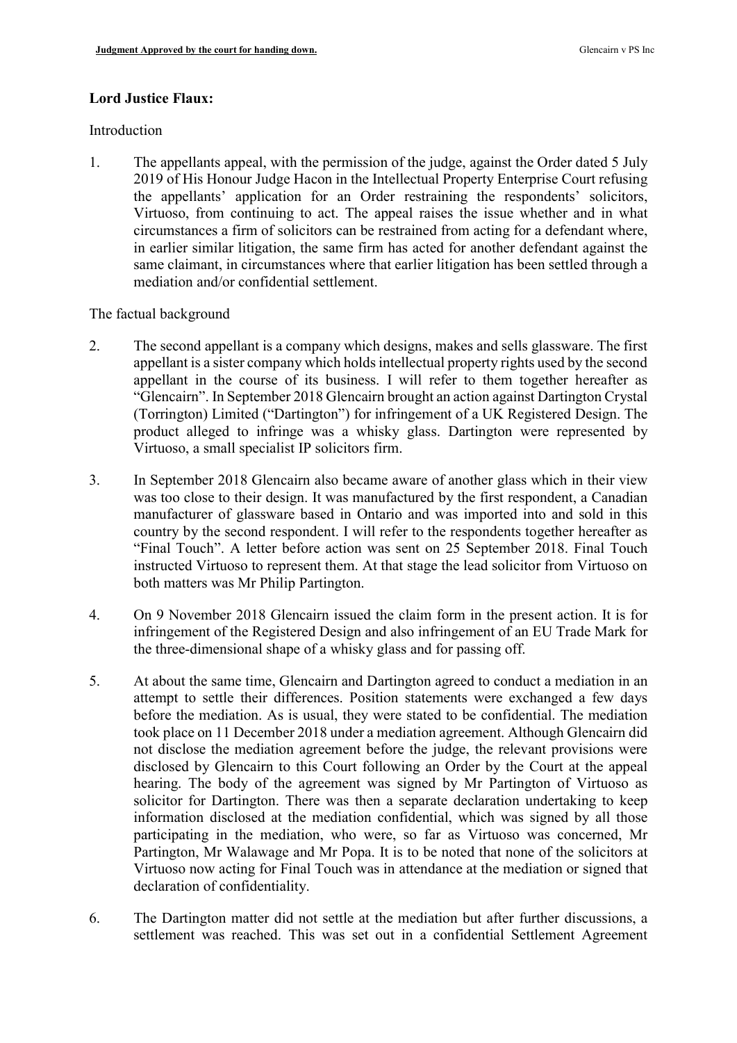**Lord Justice Flaux:**

Introduction

1. The appellants appeal, with the permission of the judge, against the Order dated 5 July 2019 of His Honour Judge Hacon in the Intellectual Property Enterprise Court refusing the appellants' application for an Order restraining the respondents' solicitors, Virtuoso, from continuing to act. The appeal raises the issue whether and in what circumstances a firm of solicitors can be restrained from acting for a defendant where, in earlier similar litigation, the same firm has acted for another defendant against the same claimant, in circumstances where that earlier litigation has been settled through a mediation and/or confidential settlement.

The factual background

2. The second appellant is a company which designs, makes and sells glassware. The first appellant is a sister company which holds intellectual property rights used by the second appellant in the course of its business. I will refer to them together hereafter as "Glencairn". In September 2018 Glencairn brought an action against Dartington Crystal (Torrington) Limited ("Dartington") for infringement of a UK Registered Design. The product alleged to infringe was a whisky glass. Dartington were represented by Virtuoso, a small specialist IP solicitors firm.

3. In September 2018 Glencairn also became aware of another glass which in their view was too close to their design. It was manufactured by the first respondent, a Canadian manufacturer of glassware based in Ontario and was imported into and sold in this country by the second respondent. I will refer to the respondents together hereafter as "Final Touch". A letter before action was sent on 25 September 2018. Final Touch instructed Virtuoso to represent them. At that stage the lead solicitor from Virtuoso on both matters was Mr Philip Partington.

4. On 9 November 2018 Glencairn issued the claim form in the present action. It is for infringement of the Registered Design and also infringement of an EU Trade Mark for the three-dimensional shape of a whisky glass and for passing off.

5. At about the same time, Glencairn and Dartington agreed to conduct a mediation in an attempt to settle their differences. Position statements were exchanged a few days before the mediation. As is usual, they were stated to be confidential. The mediation took place on 11 December 2018 under a mediation agreement. Although Glencairn did not disclose the mediation agreement before the judge, the relevant provisions were disclosed by Glencairn to this Court following an Order by the Court at the appeal hearing. The body of the agreement was signed by Mr Partington of Virtuoso as solicitor for Dartington. There was then a separate declaration undertaking to keep information disclosed at the mediation confidential, which was signed by all those participating in the mediation, who were, so far as Virtuoso was concerned, Mr Partington, Mr Walawage and Mr Popa. It is to be noted that none of the solicitors at Virtuoso now acting for Final Touch was in attendance at the mediation or signed that declaration of confidentiality.

6. The Dartington matter did not settle at the mediation but after further discussions, a settlement was reached. This was set out in a confidential Settlement Agreement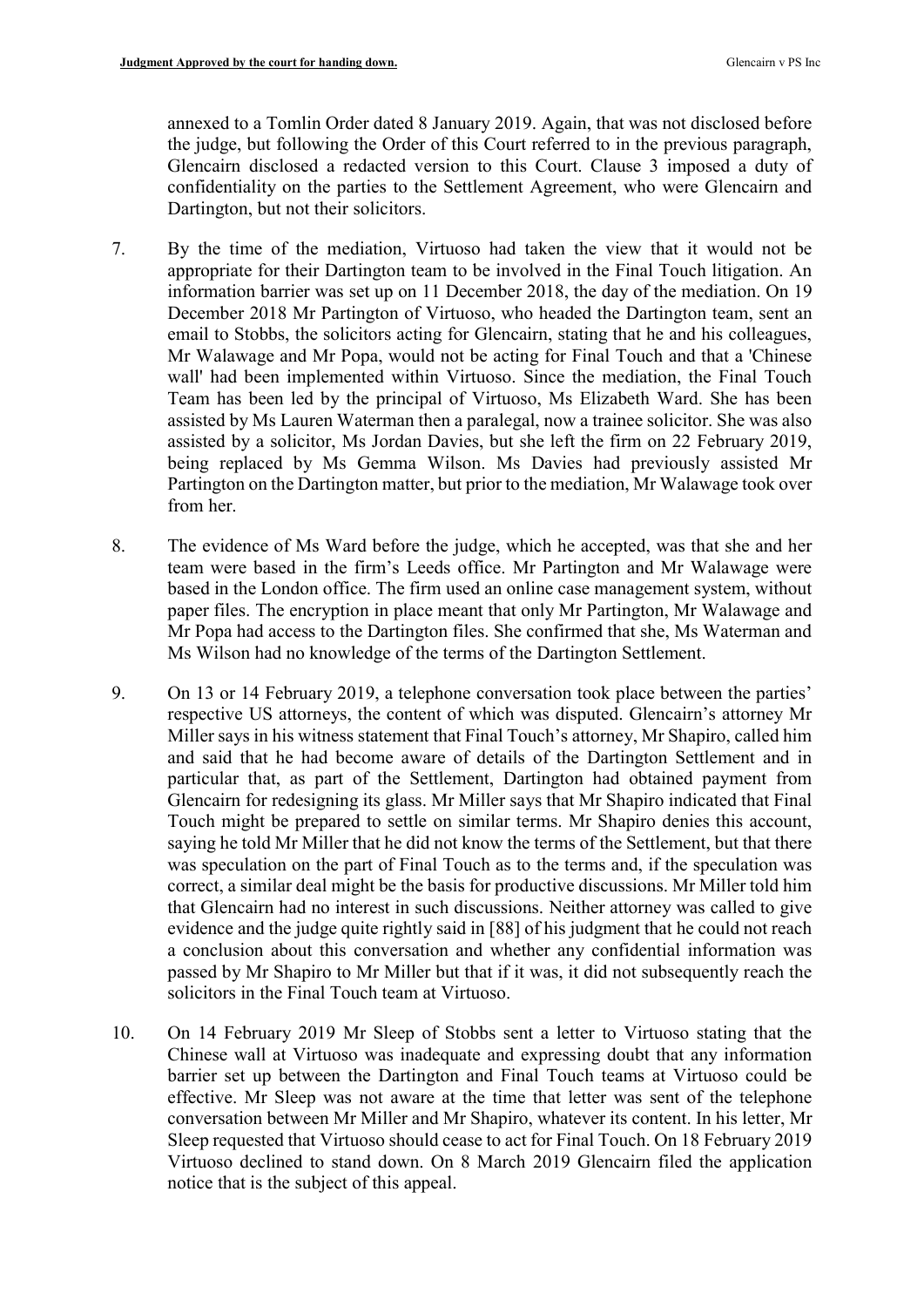annexed to a Tomlin Order dated 8 January 2019. Again, that was not disclosed before the judge, but following the Order of this Court referred to in the previous paragraph, Glencairn disclosed a redacted version to this Court. Clause 3 imposed a duty of confidentiality on the parties to the Settlement Agreement, who were Glencairn and Dartington, but not their solicitors.

7. By the time of the mediation, Virtuoso had taken the view that it would not be appropriate for their Dartington team to be involved in the Final Touch litigation. An information barrier was set up on 11 December 2018, the day of the mediation. On 19 December 2018 Mr Partington of Virtuoso, who headed the Dartington team, sent an email to Stobbs, the solicitors acting for Glencairn, stating that he and his colleagues, Mr Walawage and Mr Popa, would not be acting for Final Touch and that a 'Chinese wall' had been implemented within Virtuoso. Since the mediation, the Final Touch Team has been led by the principal of Virtuoso, Ms Elizabeth Ward. She has been assisted by Ms Lauren Waterman then a paralegal, now a trainee solicitor. She was also assisted by a solicitor, Ms Jordan Davies, but she left the firm on 22 February 2019, being replaced by Ms Gemma Wilson. Ms Davies had previously assisted Mr Partington on the Dartington matter, but prior to the mediation, Mr Walawage took over from her.

8. The evidence of Ms Ward before the judge, which he accepted, was that she and her team were based in the firm's Leeds office. Mr Partington and Mr Walawage were based in the London office. The firm used an online case management system, without paper files. The encryption in place meant that only Mr Partington, Mr Walawage and Mr Popa had access to the Dartington files. She confirmed that she, Ms Waterman and Ms Wilson had no knowledge of the terms of the Dartington Settlement.

9. On 13 or 14 February 2019, a telephone conversation took place between the parties' respective US attorneys, the content of which was disputed. Glencairn's attorney Mr Miller says in his witness statement that Final Touch's attorney, Mr Shapiro, called him and said that he had become aware of details of the Dartington Settlement and in particular that, as part of the Settlement, Dartington had obtained payment from Glencairn for redesigning its glass. Mr Miller says that Mr Shapiro indicated that Final Touch might be prepared to settle on similar terms. Mr Shapiro denies this account, saying he told Mr Miller that he did not know the terms of the Settlement, but that there was speculation on the part of Final Touch as to the terms and, if the speculation was correct, a similar deal might be the basis for productive discussions. Mr Miller told him that Glencairn had no interest in such discussions. Neither attorney was called to give evidence and the judge quite rightly said in [88] of his judgment that he could not reach a conclusion about this conversation and whether any confidential information was passed by Mr Shapiro to Mr Miller but that if it was, it did not subsequently reach the solicitors in the Final Touch team at Virtuoso.

10. On 14 February 2019 Mr Sleep of Stobbs sent a letter to Virtuoso stating that the Chinese wall at Virtuoso was inadequate and expressing doubt that any information barrier set up between the Dartington and Final Touch teams at Virtuoso could be effective. Mr Sleep was not aware at the time that letter was sent of the telephone conversation between Mr Miller and Mr Shapiro, whatever its content. In his letter, Mr Sleep requested that Virtuoso should cease to act for Final Touch. On 18 February 2019 Virtuoso declined to stand down. On 8 March 2019 Glencairn filed the application notice that is the subject of this appeal.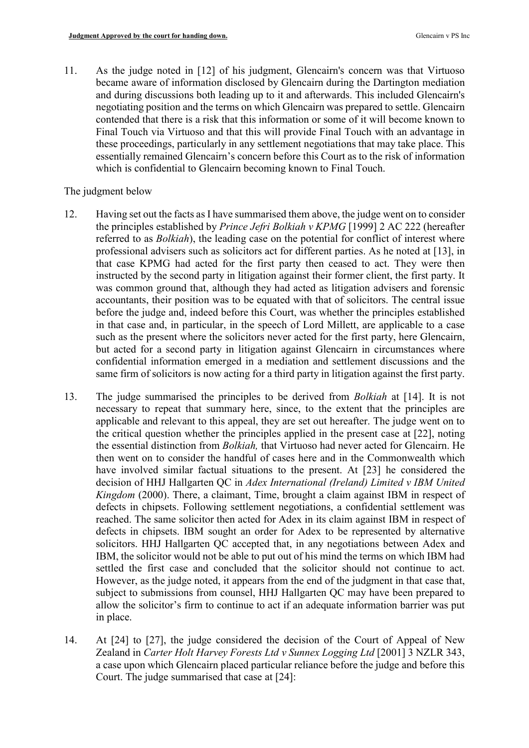11. As the judge noted in [12] of his judgment, Glencairn's concern was that Virtuoso became aware of information disclosed by Glencairn during the Dartington mediation and during discussions both leading up to it and afterwards. This included Glencairn's negotiating position and the terms on which Glencairn was prepared to settle. Glencairn contended that there is a risk that this information or some of it will become known to Final Touch via Virtuoso and that this will provide Final Touch with an advantage in these proceedings, particularly in any settlement negotiations that may take place. This essentially remained Glencairn's concern before this Court as to the risk of information which is confidential to Glencairn becoming known to Final Touch.

The judgment below

12. Having set out the facts as I have summarised them above, the judge went on to consider the principles established by *Prince Jefri Bolkiah v KPMG* [1999] 2 AC 222 (hereafter referred to as *Bolkiah*), the leading case on the potential for conflict of interest where professional advisers such as solicitors act for different parties. As he noted at [13], in that case KPMG had acted for the first party then ceased to act. They were then instructed by the second party in litigation against their former client, the first party. It was common ground that, although they had acted as litigation advisers and forensic accountants, their position was to be equated with that of solicitors. The central issue before the judge and, indeed before this Court, was whether the principles established in that case and, in particular, in the speech of Lord Millett, are applicable to a case such as the present where the solicitors never acted for the first party, here Glencairn, but acted for a second party in litigation against Glencairn in circumstances where confidential information emerged in a mediation and settlement discussions and the same firm of solicitors is now acting for a third party in litigation against the first party.

13. The judge summarised the principles to be derived from *Bolkiah* at [14]. It is not necessary to repeat that summary here, since, to the extent that the principles are applicable and relevant to this appeal, they are set out hereafter. The judge went on to the critical question whether the principles applied in the present case at [22], noting the essential distinction from *Bolkiah,* that Virtuoso had never acted for Glencairn. He then went on to consider the handful of cases here and in the Commonwealth which have involved similar factual situations to the present. At [23] he considered the decision of HHJ Hallgarten QC in *Adex International (Ireland) Limited v IBM United Kingdom* (2000). There, a claimant, Time, brought a claim against IBM in respect of defects in chipsets. Following settlement negotiations, a confidential settlement was reached. The same solicitor then acted for Adex in its claim against IBM in respect of defects in chipsets. IBM sought an order for Adex to be represented by alternative solicitors. HHJ Hallgarten QC accepted that, in any negotiations between Adex and IBM, the solicitor would not be able to put out of his mind the terms on which IBM had settled the first case and concluded that the solicitor should not continue to act. However, as the judge noted, it appears from the end of the judgment in that case that, subject to submissions from counsel, HHJ Hallgarten QC may have been prepared to allow the solicitor's firm to continue to act if an adequate information barrier was put in place.

14. At [24] to [27], the judge considered the decision of the Court of Appeal of New Zealand in *Carter Holt Harvey Forests Ltd v Sunnex Logging Ltd* [2001] 3 NZLR 343, a case upon which Glencairn placed particular reliance before the judge and before this Court. The judge summarised that case at [24]: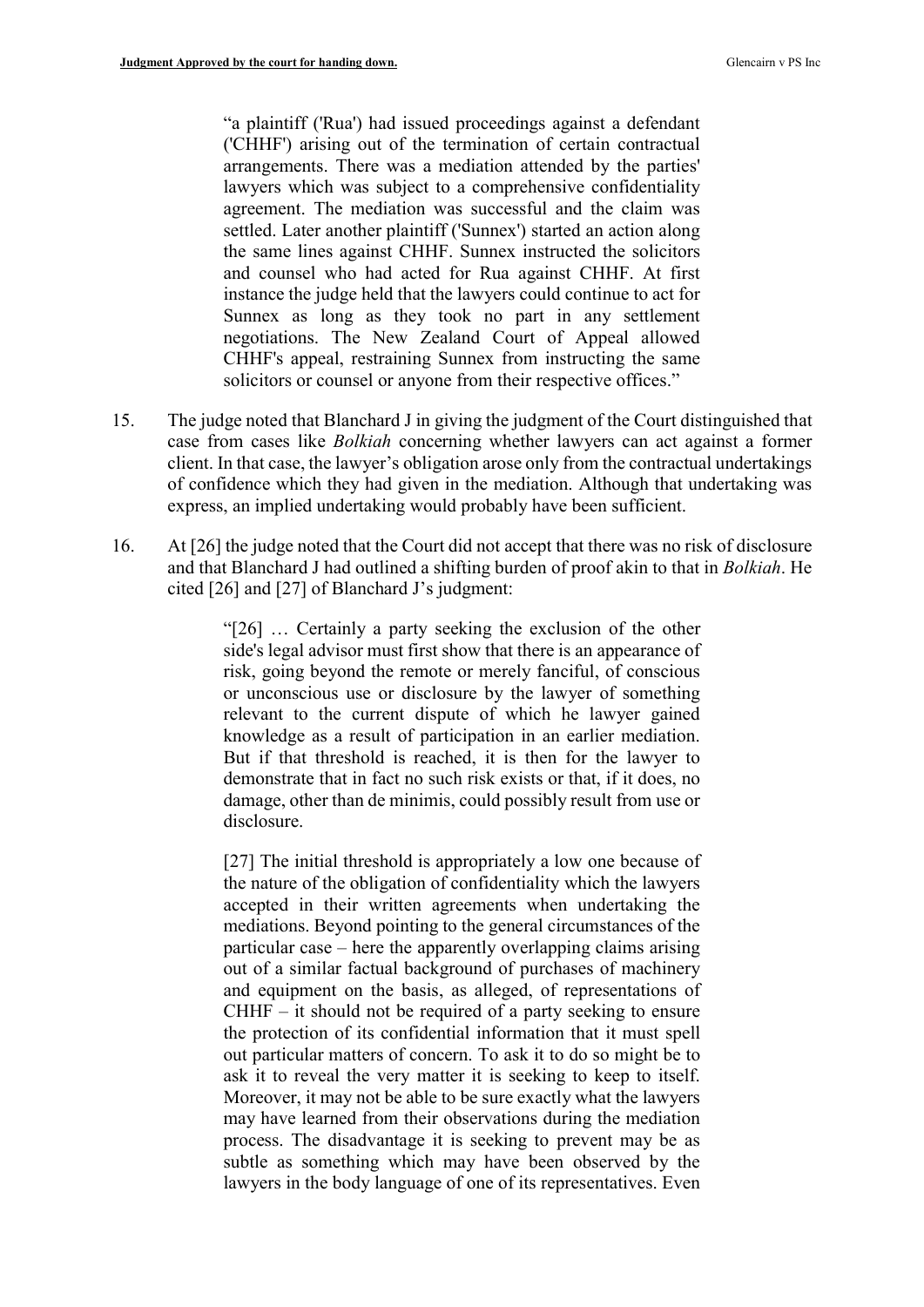> "a plaintiff ('Rua') had issued proceedings against a defendant ('CHHF') arising out of the termination of certain contractual arrangements. There was a mediation attended by the parties' lawyers which was subject to a comprehensive confidentiality agreement. The mediation was successful and the claim was settled. Later another plaintiff ('Sunnex') started an action along the same lines against CHHF. Sunnex instructed the solicitors and counsel who had acted for Rua against CHHF. At first instance the judge held that the lawyers could continue to act for Sunnex as long as they took no part in any settlement negotiations. The New Zealand Court of Appeal allowed CHHF's appeal, restraining Sunnex from instructing the same solicitors or counsel or anyone from their respective offices."

15. The judge noted that Blanchard J in giving the judgment of the Court distinguished that case from cases like *Bolkiah* concerning whether lawyers can act against a former client. In that case, the lawyer's obligation arose only from the contractual undertakings of confidence which they had given in the mediation. Although that undertaking was express, an implied undertaking would probably have been sufficient.

16. At [26] the judge noted that the Court did not accept that there was no risk of disclosure and that Blanchard J had outlined a shifting burden of proof akin to that in *Bolkiah*. He cited [26] and [27] of Blanchard J's judgment:

> "[26] … Certainly a party seeking the exclusion of the other side's legal advisor must first show that there is an appearance of risk, going beyond the remote or merely fanciful, of conscious or unconscious use or disclosure by the lawyer of something relevant to the current dispute of which he lawyer gained knowledge as a result of participation in an earlier mediation. But if that threshold is reached, it is then for the lawyer to demonstrate that in fact no such risk exists or that, if it does, no damage, other than de minimis, could possibly result from use or disclosure.
>
> [27] The initial threshold is appropriately a low one because of the nature of the obligation of confidentiality which the lawyers accepted in their written agreements when undertaking the mediations. Beyond pointing to the general circumstances of the particular case – here the apparently overlapping claims arising out of a similar factual background of purchases of machinery and equipment on the basis, as alleged, of representations of CHHF – it should not be required of a party seeking to ensure the protection of its confidential information that it must spell out particular matters of concern. To ask it to do so might be to ask it to reveal the very matter it is seeking to keep to itself. Moreover, it may not be able to be sure exactly what the lawyers may have learned from their observations during the mediation process. The disadvantage it is seeking to prevent may be as subtle as something which may have been observed by the lawyers in the body language of one of its representatives. Even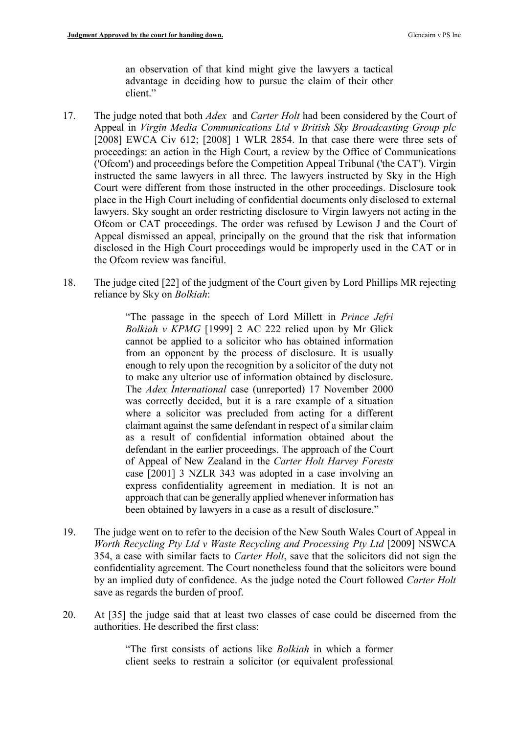> an observation of that kind might give the lawyers a tactical advantage in deciding how to pursue the claim of their other client."

17. The judge noted that both *Adex* and *Carter Holt* had been considered by the Court of Appeal in *Virgin Media Communications Ltd v British Sky Broadcasting Group plc* [2008] EWCA Civ 612; [2008] 1 WLR 2854. In that case there were three sets of proceedings: an action in the High Court, a review by the Office of Communications ('Ofcom') and proceedings before the Competition Appeal Tribunal ('the CAT'). Virgin instructed the same lawyers in all three. The lawyers instructed by Sky in the High Court were different from those instructed in the other proceedings. Disclosure took place in the High Court including of confidential documents only disclosed to external lawyers. Sky sought an order restricting disclosure to Virgin lawyers not acting in the Ofcom or CAT proceedings. The order was refused by Lewison J and the Court of Appeal dismissed an appeal, principally on the ground that the risk that information disclosed in the High Court proceedings would be improperly used in the CAT or in the Ofcom review was fanciful.

18. The judge cited [22] of the judgment of the Court given by Lord Phillips MR rejecting reliance by Sky on *Bolkiah*:

> "The passage in the speech of Lord Millett in *Prince Jefri Bolkiah v KPMG* [1999] 2 AC 222 relied upon by Mr Glick cannot be applied to a solicitor who has obtained information from an opponent by the process of disclosure. It is usually enough to rely upon the recognition by a solicitor of the duty not to make any ulterior use of information obtained by disclosure. The *Adex International* case (unreported) 17 November 2000 was correctly decided, but it is a rare example of a situation where a solicitor was precluded from acting for a different claimant against the same defendant in respect of a similar claim as a result of confidential information obtained about the defendant in the earlier proceedings. The approach of the Court of Appeal of New Zealand in the *Carter Holt Harvey Forests* case [2001] 3 NZLR 343 was adopted in a case involving an express confidentiality agreement in mediation. It is not an approach that can be generally applied whenever information has been obtained by lawyers in a case as a result of disclosure."

19. The judge went on to refer to the decision of the New South Wales Court of Appeal in *Worth Recycling Pty Ltd v Waste Recycling and Processing Pty Ltd* [2009] NSWCA 354, a case with similar facts to *Carter Holt*, save that the solicitors did not sign the confidentiality agreement. The Court nonetheless found that the solicitors were bound by an implied duty of confidence. As the judge noted the Court followed *Carter Holt* save as regards the burden of proof.

20. At [35] the judge said that at least two classes of case could be discerned from the authorities. He described the first class:

> "The first consists of actions like *Bolkiah* in which a former client seeks to restrain a solicitor (or equivalent professional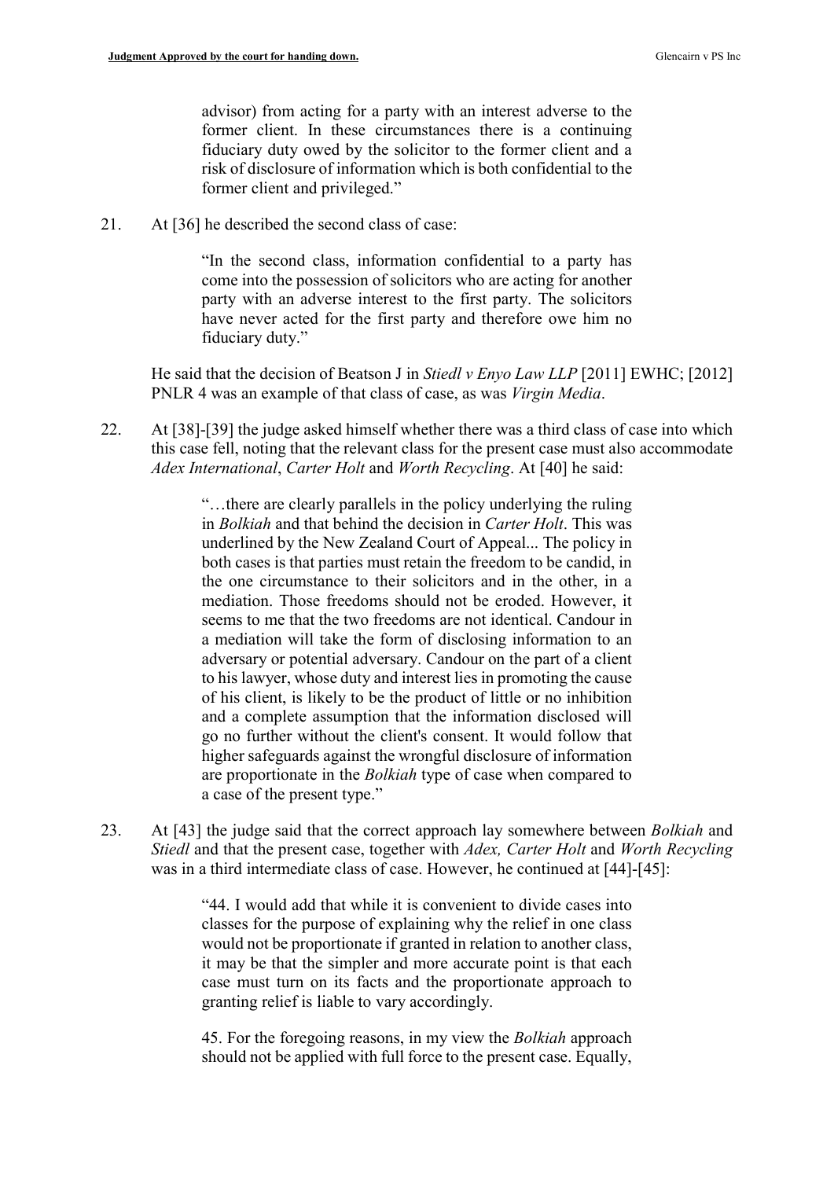> advisor) from acting for a party with an interest adverse to the former client. In these circumstances there is a continuing fiduciary duty owed by the solicitor to the former client and a risk of disclosure of information which is both confidential to the former client and privileged."

21. At [36] he described the second class of case:

> "In the second class, information confidential to a party has come into the possession of solicitors who are acting for another party with an adverse interest to the first party. The solicitors have never acted for the first party and therefore owe him no fiduciary duty."

He said that the decision of Beatson J in *Stiedl v Enyo Law LLP* [2011] EWHC; [2012] PNLR 4 was an example of that class of case, as was *Virgin Media*.

22. At [38]-[39] the judge asked himself whether there was a third class of case into which this case fell, noting that the relevant class for the present case must also accommodate *Adex International*, *Carter Holt* and *Worth Recycling*. At [40] he said:

> "…there are clearly parallels in the policy underlying the ruling in *Bolkiah* and that behind the decision in *Carter Holt*. This was underlined by the New Zealand Court of Appeal... The policy in both cases is that parties must retain the freedom to be candid, in the one circumstance to their solicitors and in the other, in a mediation. Those freedoms should not be eroded. However, it seems to me that the two freedoms are not identical. Candour in a mediation will take the form of disclosing information to an adversary or potential adversary. Candour on the part of a client to his lawyer, whose duty and interest lies in promoting the cause of his client, is likely to be the product of little or no inhibition and a complete assumption that the information disclosed will go no further without the client's consent. It would follow that higher safeguards against the wrongful disclosure of information are proportionate in the *Bolkiah* type of case when compared to a case of the present type."

23. At [43] the judge said that the correct approach lay somewhere between *Bolkiah* and *Stiedl* and that the present case, together with *Adex, Carter Holt* and *Worth Recycling* was in a third intermediate class of case. However, he continued at [44]-[45]:

> "44. I would add that while it is convenient to divide cases into classes for the purpose of explaining why the relief in one class would not be proportionate if granted in relation to another class, it may be that the simpler and more accurate point is that each case must turn on its facts and the proportionate approach to granting relief is liable to vary accordingly.
>
> 45. For the foregoing reasons, in my view the *Bolkiah* approach should not be applied with full force to the present case. Equally,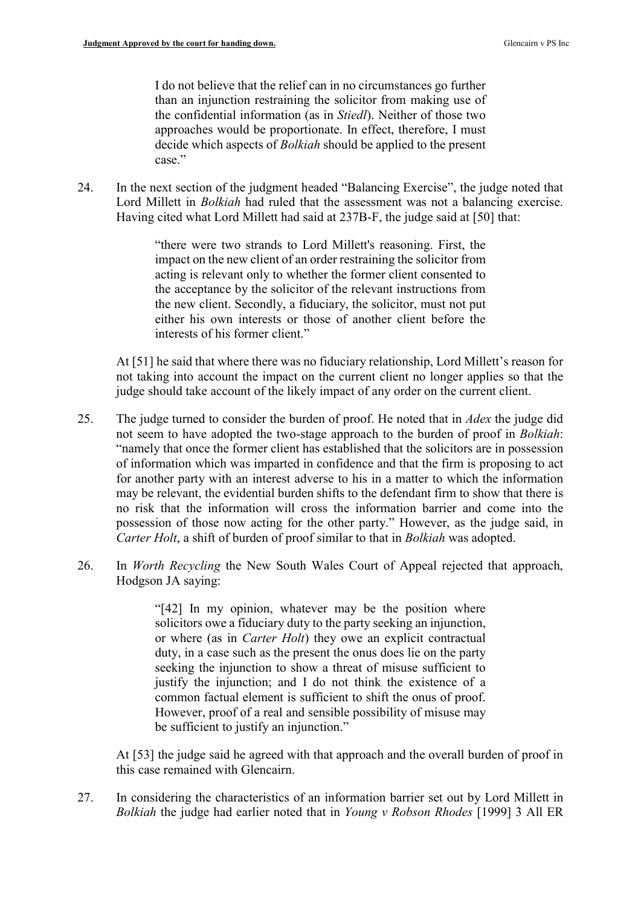> I do not believe that the relief can in no circumstances go further than an injunction restraining the solicitor from making use of the confidential information (as in *Stiedl*). Neither of those two approaches would be proportionate. In effect, therefore, I must decide which aspects of *Bolkiah* should be applied to the present case."

24. In the next section of the judgment headed "Balancing Exercise", the judge noted that Lord Millett in *Bolkiah* had ruled that the assessment was not a balancing exercise. Having cited what Lord Millett had said at 237B-F, the judge said at [50] that:

> "there were two strands to Lord Millett's reasoning. First, the impact on the new client of an order restraining the solicitor from acting is relevant only to whether the former client consented to the acceptance by the solicitor of the relevant instructions from the new client. Secondly, a fiduciary, the solicitor, must not put either his own interests or those of another client before the interests of his former client."

At [51] he said that where there was no fiduciary relationship, Lord Millett's reason for not taking into account the impact on the current client no longer applies so that the judge should take account of the likely impact of any order on the current client.

25. The judge turned to consider the burden of proof. He noted that in *Adex* the judge did not seem to have adopted the two-stage approach to the burden of proof in *Bolkiah*: "namely that once the former client has established that the solicitors are in possession of information which was imparted in confidence and that the firm is proposing to act for another party with an interest adverse to his in a matter to which the information may be relevant, the evidential burden shifts to the defendant firm to show that there is no risk that the information will cross the information barrier and come into the possession of those now acting for the other party." However, as the judge said, in *Carter Holt*, a shift of burden of proof similar to that in *Bolkiah* was adopted.

26. In *Worth Recycling* the New South Wales Court of Appeal rejected that approach, Hodgson JA saying:

> "[42] In my opinion, whatever may be the position where solicitors owe a fiduciary duty to the party seeking an injunction, or where (as in *Carter Holt*) they owe an explicit contractual duty, in a case such as the present the onus does lie on the party seeking the injunction to show a threat of misuse sufficient to justify the injunction; and I do not think the existence of a common factual element is sufficient to shift the onus of proof. However, proof of a real and sensible possibility of misuse may be sufficient to justify an injunction."

At [53] the judge said he agreed with that approach and the overall burden of proof in this case remained with Glencairn.

27. In considering the characteristics of an information barrier set out by Lord Millett in *Bolkiah* the judge had earlier noted that in *Young v Robson Rhodes* [1999] 3 All ER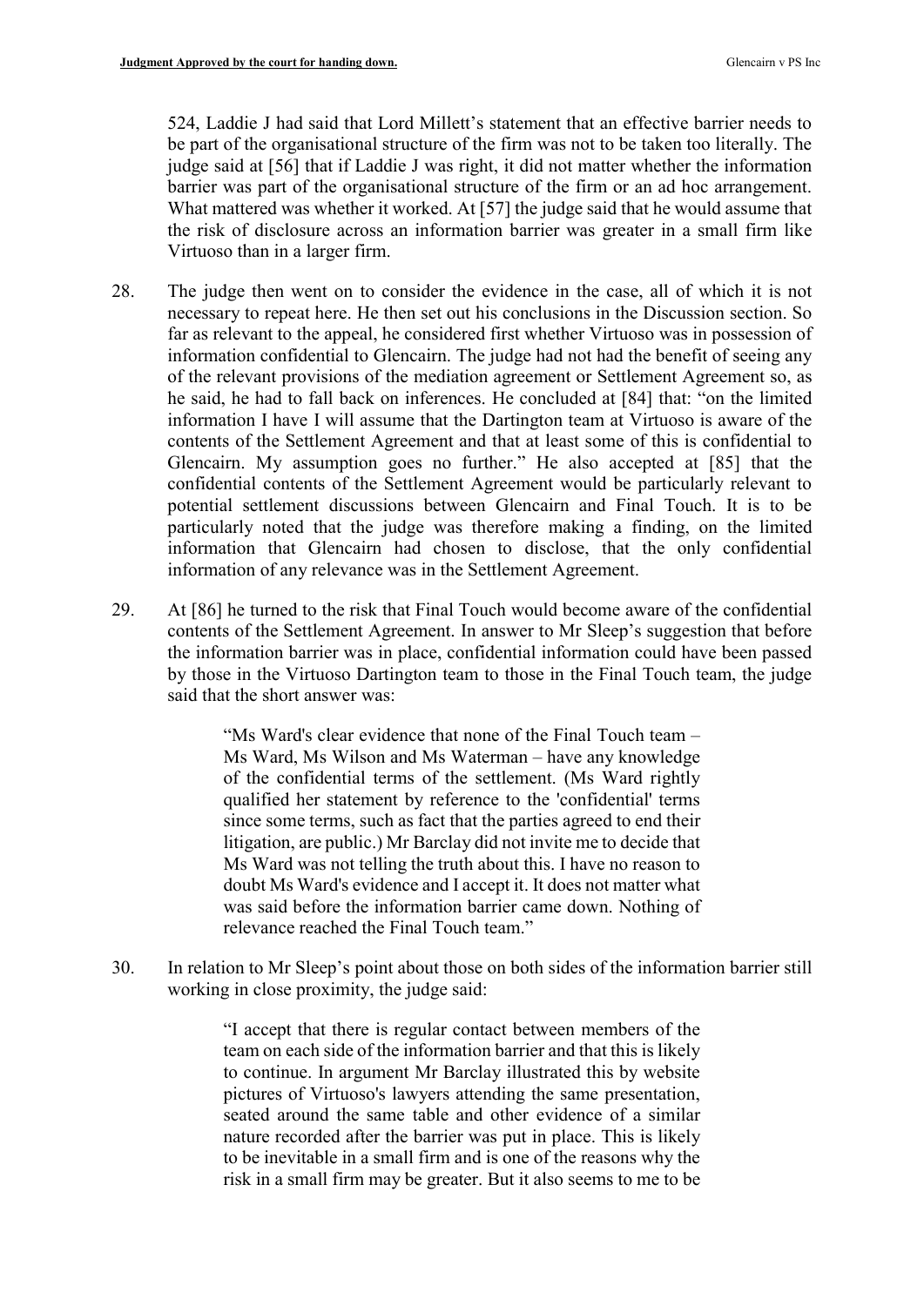524, Laddie J had said that Lord Millett's statement that an effective barrier needs to be part of the organisational structure of the firm was not to be taken too literally. The judge said at [56] that if Laddie J was right, it did not matter whether the information barrier was part of the organisational structure of the firm or an ad hoc arrangement. What mattered was whether it worked. At [57] the judge said that he would assume that the risk of disclosure across an information barrier was greater in a small firm like Virtuoso than in a larger firm.

28. The judge then went on to consider the evidence in the case, all of which it is not necessary to repeat here. He then set out his conclusions in the Discussion section. So far as relevant to the appeal, he considered first whether Virtuoso was in possession of information confidential to Glencairn. The judge had not had the benefit of seeing any of the relevant provisions of the mediation agreement or Settlement Agreement so, as he said, he had to fall back on inferences. He concluded at [84] that: "on the limited information I have I will assume that the Dartington team at Virtuoso is aware of the contents of the Settlement Agreement and that at least some of this is confidential to Glencairn. My assumption goes no further." He also accepted at [85] that the confidential contents of the Settlement Agreement would be particularly relevant to potential settlement discussions between Glencairn and Final Touch. It is to be particularly noted that the judge was therefore making a finding, on the limited information that Glencairn had chosen to disclose, that the only confidential information of any relevance was in the Settlement Agreement.

29. At [86] he turned to the risk that Final Touch would become aware of the confidential contents of the Settlement Agreement. In answer to Mr Sleep's suggestion that before the information barrier was in place, confidential information could have been passed by those in the Virtuoso Dartington team to those in the Final Touch team, the judge said that the short answer was:

> "Ms Ward's clear evidence that none of the Final Touch team – Ms Ward, Ms Wilson and Ms Waterman – have any knowledge of the confidential terms of the settlement. (Ms Ward rightly qualified her statement by reference to the 'confidential' terms since some terms, such as fact that the parties agreed to end their litigation, are public.) Mr Barclay did not invite me to decide that Ms Ward was not telling the truth about this. I have no reason to doubt Ms Ward's evidence and I accept it. It does not matter what was said before the information barrier came down. Nothing of relevance reached the Final Touch team."

30. In relation to Mr Sleep's point about those on both sides of the information barrier still working in close proximity, the judge said:

> "I accept that there is regular contact between members of the team on each side of the information barrier and that this is likely to continue. In argument Mr Barclay illustrated this by website pictures of Virtuoso's lawyers attending the same presentation, seated around the same table and other evidence of a similar nature recorded after the barrier was put in place. This is likely to be inevitable in a small firm and is one of the reasons why the risk in a small firm may be greater. But it also seems to me to be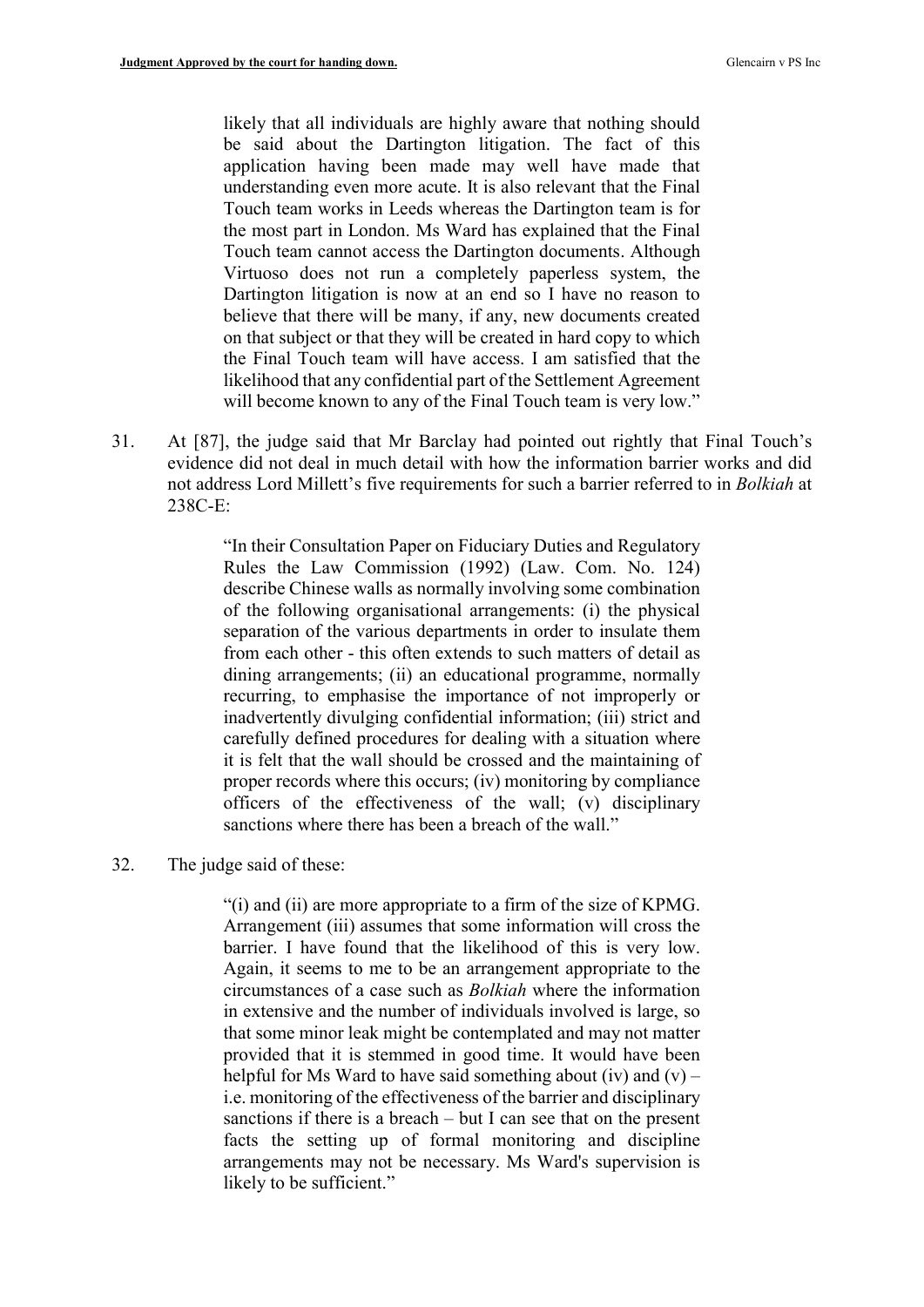> likely that all individuals are highly aware that nothing should be said about the Dartington litigation. The fact of this application having been made may well have made that understanding even more acute. It is also relevant that the Final Touch team works in Leeds whereas the Dartington team is for the most part in London. Ms Ward has explained that the Final Touch team cannot access the Dartington documents. Although Virtuoso does not run a completely paperless system, the Dartington litigation is now at an end so I have no reason to believe that there will be many, if any, new documents created on that subject or that they will be created in hard copy to which the Final Touch team will have access. I am satisfied that the likelihood that any confidential part of the Settlement Agreement will become known to any of the Final Touch team is very low."

31. At [87], the judge said that Mr Barclay had pointed out rightly that Final Touch's evidence did not deal in much detail with how the information barrier works and did not address Lord Millett's five requirements for such a barrier referred to in *Bolkiah* at 238C-E:

> "In their Consultation Paper on Fiduciary Duties and Regulatory Rules the Law Commission (1992) (Law. Com. No. 124) describe Chinese walls as normally involving some combination of the following organisational arrangements: (i) the physical separation of the various departments in order to insulate them from each other - this often extends to such matters of detail as dining arrangements; (ii) an educational programme, normally recurring, to emphasise the importance of not improperly or inadvertently divulging confidential information; (iii) strict and carefully defined procedures for dealing with a situation where it is felt that the wall should be crossed and the maintaining of proper records where this occurs; (iv) monitoring by compliance officers of the effectiveness of the wall; (v) disciplinary sanctions where there has been a breach of the wall."

32. The judge said of these:

> "(i) and (ii) are more appropriate to a firm of the size of KPMG. Arrangement (iii) assumes that some information will cross the barrier. I have found that the likelihood of this is very low. Again, it seems to me to be an arrangement appropriate to the circumstances of a case such as *Bolkiah* where the information in extensive and the number of individuals involved is large, so that some minor leak might be contemplated and may not matter provided that it is stemmed in good time. It would have been helpful for Ms Ward to have said something about (iv) and (v) – i.e. monitoring of the effectiveness of the barrier and disciplinary sanctions if there is a breach – but I can see that on the present facts the setting up of formal monitoring and discipline arrangements may not be necessary. Ms Ward's supervision is likely to be sufficient."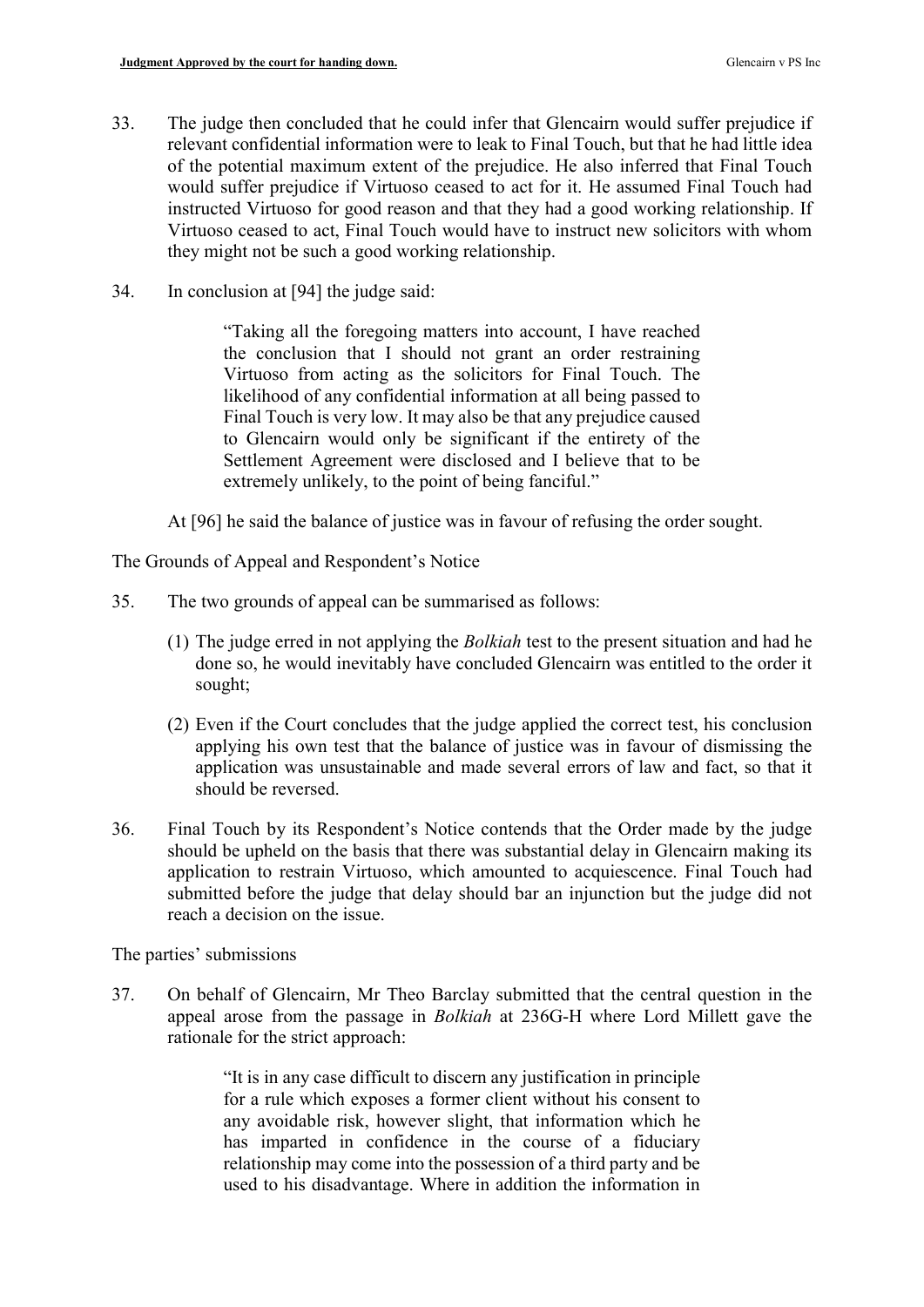33. The judge then concluded that he could infer that Glencairn would suffer prejudice if relevant confidential information were to leak to Final Touch, but that he had little idea of the potential maximum extent of the prejudice. He also inferred that Final Touch would suffer prejudice if Virtuoso ceased to act for it. He assumed Final Touch had instructed Virtuoso for good reason and that they had a good working relationship. If Virtuoso ceased to act, Final Touch would have to instruct new solicitors with whom they might not be such a good working relationship.

34. In conclusion at [94] the judge said:

> "Taking all the foregoing matters into account, I have reached the conclusion that I should not grant an order restraining Virtuoso from acting as the solicitors for Final Touch. The likelihood of any confidential information at all being passed to Final Touch is very low. It may also be that any prejudice caused to Glencairn would only be significant if the entirety of the Settlement Agreement were disclosed and I believe that to be extremely unlikely, to the point of being fanciful."

At [96] he said the balance of justice was in favour of refusing the order sought.

The Grounds of Appeal and Respondent's Notice

35. The two grounds of appeal can be summarised as follows:

    (1) The judge erred in not applying the *Bolkiah* test to the present situation and had he done so, he would inevitably have concluded Glencairn was entitled to the order it sought;

    (2) Even if the Court concludes that the judge applied the correct test, his conclusion applying his own test that the balance of justice was in favour of dismissing the application was unsustainable and made several errors of law and fact, so that it should be reversed.

36. Final Touch by its Respondent's Notice contends that the Order made by the judge should be upheld on the basis that there was substantial delay in Glencairn making its application to restrain Virtuoso, which amounted to acquiescence. Final Touch had submitted before the judge that delay should bar an injunction but the judge did not reach a decision on the issue.

The parties' submissions

37. On behalf of Glencairn, Mr Theo Barclay submitted that the central question in the appeal arose from the passage in *Bolkiah* at 236G-H where Lord Millett gave the rationale for the strict approach:

> "It is in any case difficult to discern any justification in principle for a rule which exposes a former client without his consent to any avoidable risk, however slight, that information which he has imparted in confidence in the course of a fiduciary relationship may come into the possession of a third party and be used to his disadvantage. Where in addition the information in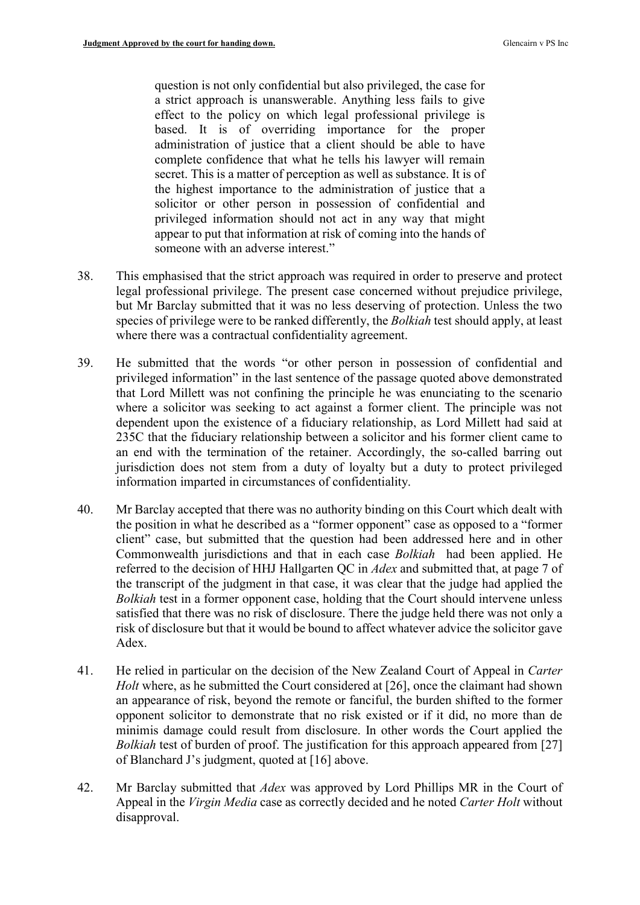> question is not only confidential but also privileged, the case for a strict approach is unanswerable. Anything less fails to give effect to the policy on which legal professional privilege is based. It is of overriding importance for the proper administration of justice that a client should be able to have complete confidence that what he tells his lawyer will remain secret. This is a matter of perception as well as substance. It is of the highest importance to the administration of justice that a solicitor or other person in possession of confidential and privileged information should not act in any way that might appear to put that information at risk of coming into the hands of someone with an adverse interest."

38. This emphasised that the strict approach was required in order to preserve and protect legal professional privilege. The present case concerned without prejudice privilege, but Mr Barclay submitted that it was no less deserving of protection. Unless the two species of privilege were to be ranked differently, the *Bolkiah* test should apply, at least where there was a contractual confidentiality agreement.

39. He submitted that the words "or other person in possession of confidential and privileged information" in the last sentence of the passage quoted above demonstrated that Lord Millett was not confining the principle he was enunciating to the scenario where a solicitor was seeking to act against a former client. The principle was not dependent upon the existence of a fiduciary relationship, as Lord Millett had said at 235C that the fiduciary relationship between a solicitor and his former client came to an end with the termination of the retainer. Accordingly, the so-called barring out jurisdiction does not stem from a duty of loyalty but a duty to protect privileged information imparted in circumstances of confidentiality.

40. Mr Barclay accepted that there was no authority binding on this Court which dealt with the position in what he described as a "former opponent" case as opposed to a "former client" case, but submitted that the question had been addressed here and in other Commonwealth jurisdictions and that in each case *Bolkiah* had been applied. He referred to the decision of HHJ Hallgarten QC in *Adex* and submitted that, at page 7 of the transcript of the judgment in that case, it was clear that the judge had applied the *Bolkiah* test in a former opponent case, holding that the Court should intervene unless satisfied that there was no risk of disclosure. There the judge held there was not only a risk of disclosure but that it would be bound to affect whatever advice the solicitor gave Adex.

41. He relied in particular on the decision of the New Zealand Court of Appeal in *Carter Holt* where, as he submitted the Court considered at [26], once the claimant had shown an appearance of risk, beyond the remote or fanciful, the burden shifted to the former opponent solicitor to demonstrate that no risk existed or if it did, no more than de minimis damage could result from disclosure. In other words the Court applied the *Bolkiah* test of burden of proof. The justification for this approach appeared from [27] of Blanchard J's judgment, quoted at [16] above.

42. Mr Barclay submitted that *Adex* was approved by Lord Phillips MR in the Court of Appeal in the *Virgin Media* case as correctly decided and he noted *Carter Holt* without disapproval.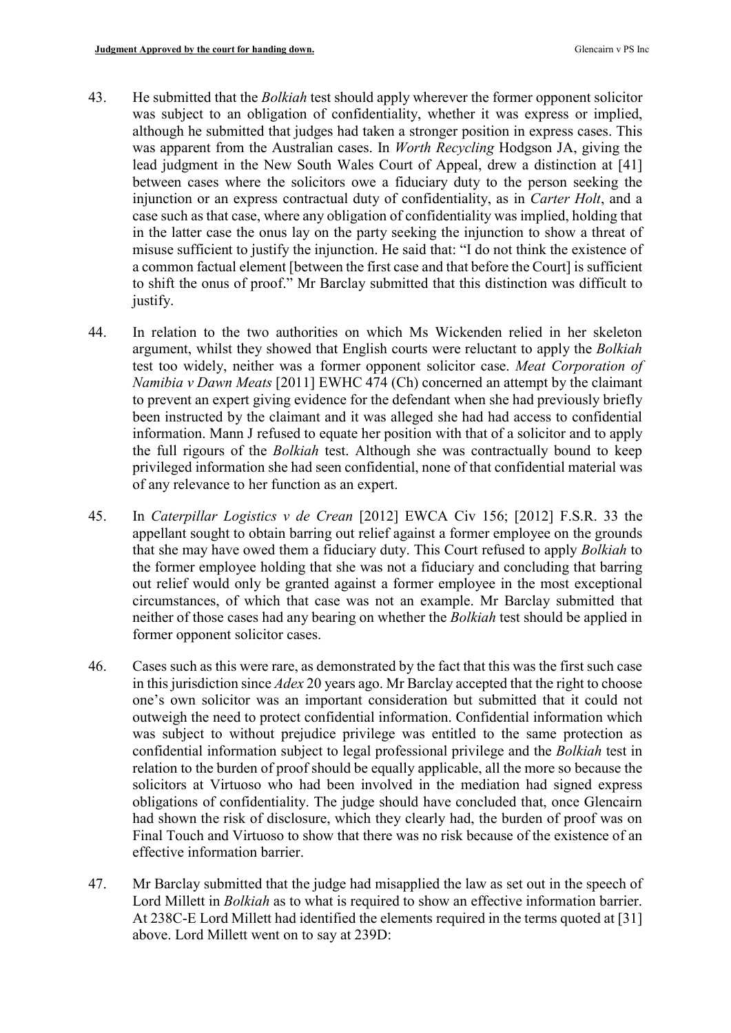43. He submitted that the *Bolkiah* test should apply wherever the former opponent solicitor was subject to an obligation of confidentiality, whether it was express or implied, although he submitted that judges had taken a stronger position in express cases. This was apparent from the Australian cases. In *Worth Recycling* Hodgson JA, giving the lead judgment in the New South Wales Court of Appeal, drew a distinction at [41] between cases where the solicitors owe a fiduciary duty to the person seeking the injunction or an express contractual duty of confidentiality, as in *Carter Holt*, and a case such as that case, where any obligation of confidentiality was implied, holding that in the latter case the onus lay on the party seeking the injunction to show a threat of misuse sufficient to justify the injunction. He said that: "I do not think the existence of a common factual element [between the first case and that before the Court] is sufficient to shift the onus of proof." Mr Barclay submitted that this distinction was difficult to justify.

44. In relation to the two authorities on which Ms Wickenden relied in her skeleton argument, whilst they showed that English courts were reluctant to apply the *Bolkiah* test too widely, neither was a former opponent solicitor case. *Meat Corporation of Namibia v Dawn Meats* [2011] EWHC 474 (Ch) concerned an attempt by the claimant to prevent an expert giving evidence for the defendant when she had previously briefly been instructed by the claimant and it was alleged she had had access to confidential information. Mann J refused to equate her position with that of a solicitor and to apply the full rigours of the *Bolkiah* test. Although she was contractually bound to keep privileged information she had seen confidential, none of that confidential material was of any relevance to her function as an expert.

45. In *Caterpillar Logistics v de Crean* [2012] EWCA Civ 156; [2012] F.S.R. 33 the appellant sought to obtain barring out relief against a former employee on the grounds that she may have owed them a fiduciary duty. This Court refused to apply *Bolkiah* to the former employee holding that she was not a fiduciary and concluding that barring out relief would only be granted against a former employee in the most exceptional circumstances, of which that case was not an example. Mr Barclay submitted that neither of those cases had any bearing on whether the *Bolkiah* test should be applied in former opponent solicitor cases.

46. Cases such as this were rare, as demonstrated by the fact that this was the first such case in this jurisdiction since *Adex* 20 years ago. Mr Barclay accepted that the right to choose one's own solicitor was an important consideration but submitted that it could not outweigh the need to protect confidential information. Confidential information which was subject to without prejudice privilege was entitled to the same protection as confidential information subject to legal professional privilege and the *Bolkiah* test in relation to the burden of proof should be equally applicable, all the more so because the solicitors at Virtuoso who had been involved in the mediation had signed express obligations of confidentiality. The judge should have concluded that, once Glencairn had shown the risk of disclosure, which they clearly had, the burden of proof was on Final Touch and Virtuoso to show that there was no risk because of the existence of an effective information barrier.

47. Mr Barclay submitted that the judge had misapplied the law as set out in the speech of Lord Millett in *Bolkiah* as to what is required to show an effective information barrier. At 238C-E Lord Millett had identified the elements required in the terms quoted at [31] above. Lord Millett went on to say at 239D: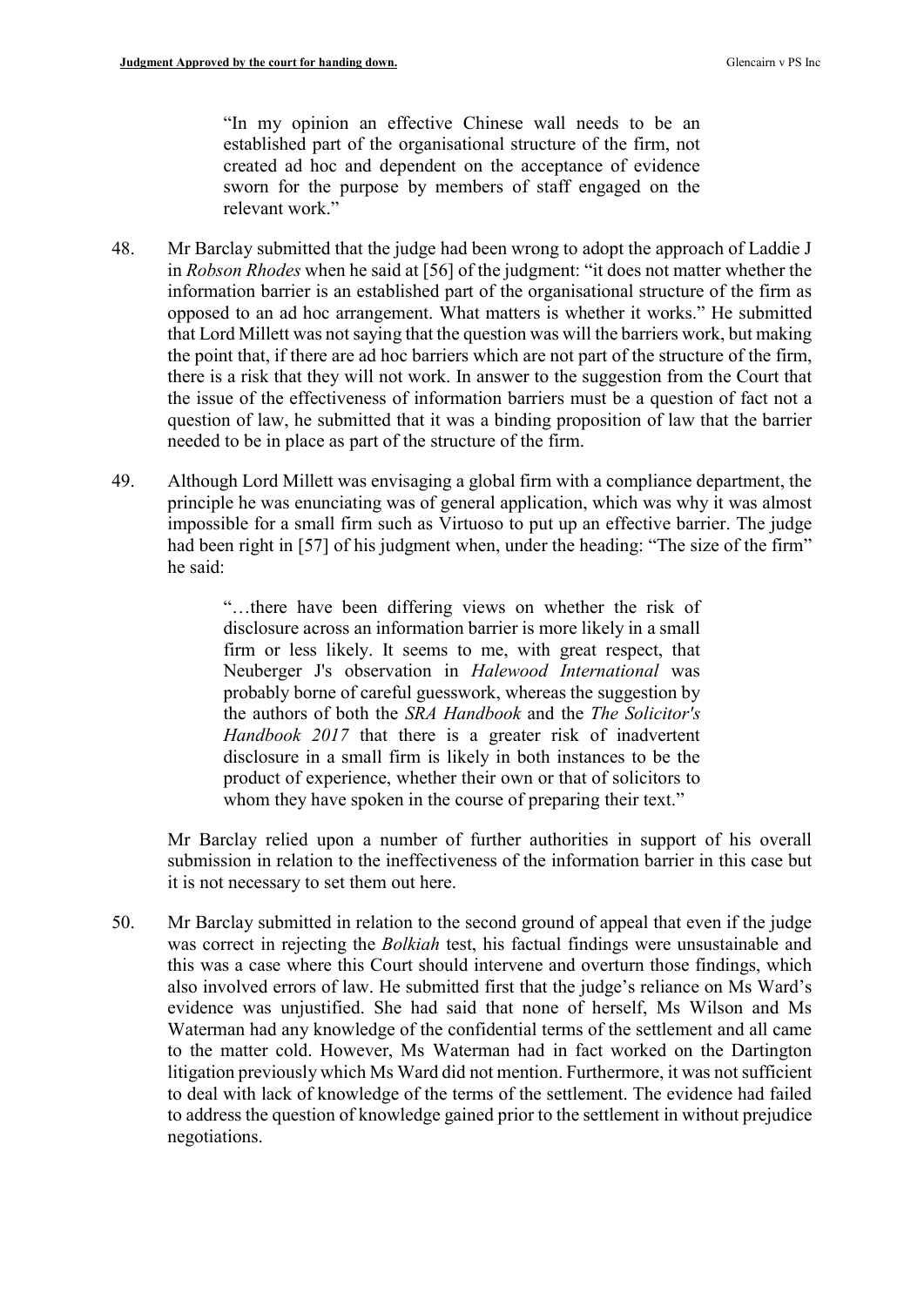> "In my opinion an effective Chinese wall needs to be an established part of the organisational structure of the firm, not created ad hoc and dependent on the acceptance of evidence sworn for the purpose by members of staff engaged on the relevant work."

48. Mr Barclay submitted that the judge had been wrong to adopt the approach of Laddie J in *Robson Rhodes* when he said at [56] of the judgment: "it does not matter whether the information barrier is an established part of the organisational structure of the firm as opposed to an ad hoc arrangement. What matters is whether it works." He submitted that Lord Millett was not saying that the question was will the barriers work, but making the point that, if there are ad hoc barriers which are not part of the structure of the firm, there is a risk that they will not work. In answer to the suggestion from the Court that the issue of the effectiveness of information barriers must be a question of fact not a question of law, he submitted that it was a binding proposition of law that the barrier needed to be in place as part of the structure of the firm.

49. Although Lord Millett was envisaging a global firm with a compliance department, the principle he was enunciating was of general application, which was why it was almost impossible for a small firm such as Virtuoso to put up an effective barrier. The judge had been right in [57] of his judgment when, under the heading: "The size of the firm" he said:

> "…there have been differing views on whether the risk of disclosure across an information barrier is more likely in a small firm or less likely. It seems to me, with great respect, that Neuberger J's observation in *Halewood International* was probably borne of careful guesswork, whereas the suggestion by the authors of both the *SRA Handbook* and the *The Solicitor's Handbook 2017* that there is a greater risk of inadvertent disclosure in a small firm is likely in both instances to be the product of experience, whether their own or that of solicitors to whom they have spoken in the course of preparing their text."

Mr Barclay relied upon a number of further authorities in support of his overall submission in relation to the ineffectiveness of the information barrier in this case but it is not necessary to set them out here.

50. Mr Barclay submitted in relation to the second ground of appeal that even if the judge was correct in rejecting the *Bolkiah* test, his factual findings were unsustainable and this was a case where this Court should intervene and overturn those findings, which also involved errors of law. He submitted first that the judge's reliance on Ms Ward's evidence was unjustified. She had said that none of herself, Ms Wilson and Ms Waterman had any knowledge of the confidential terms of the settlement and all came to the matter cold. However, Ms Waterman had in fact worked on the Dartington litigation previously which Ms Ward did not mention. Furthermore, it was not sufficient to deal with lack of knowledge of the terms of the settlement. The evidence had failed to address the question of knowledge gained prior to the settlement in without prejudice negotiations.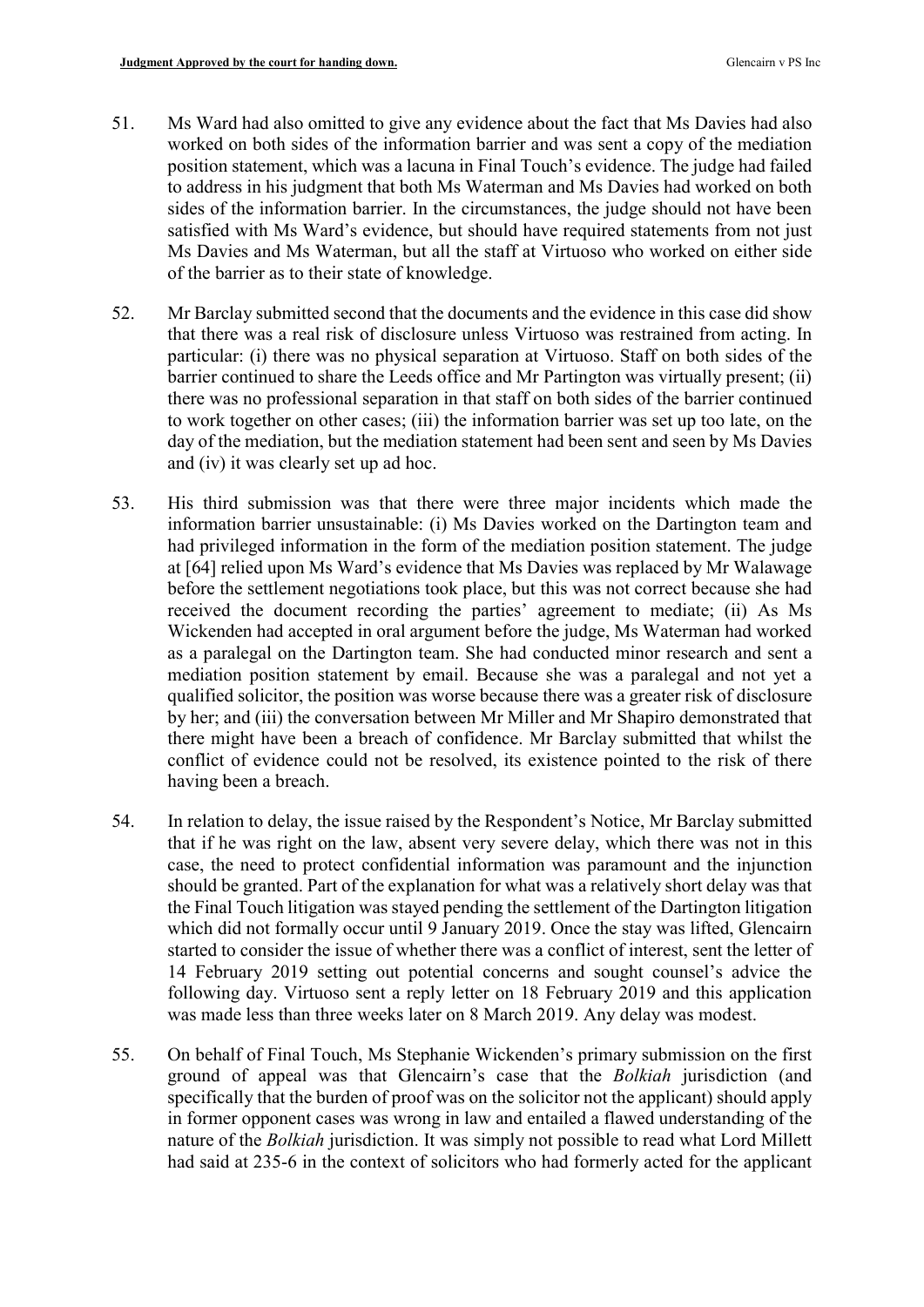51. Ms Ward had also omitted to give any evidence about the fact that Ms Davies had also worked on both sides of the information barrier and was sent a copy of the mediation position statement, which was a lacuna in Final Touch's evidence. The judge had failed to address in his judgment that both Ms Waterman and Ms Davies had worked on both sides of the information barrier. In the circumstances, the judge should not have been satisfied with Ms Ward's evidence, but should have required statements from not just Ms Davies and Ms Waterman, but all the staff at Virtuoso who worked on either side of the barrier as to their state of knowledge.

52. Mr Barclay submitted second that the documents and the evidence in this case did show that there was a real risk of disclosure unless Virtuoso was restrained from acting. In particular: (i) there was no physical separation at Virtuoso. Staff on both sides of the barrier continued to share the Leeds office and Mr Partington was virtually present; (ii) there was no professional separation in that staff on both sides of the barrier continued to work together on other cases; (iii) the information barrier was set up too late, on the day of the mediation, but the mediation statement had been sent and seen by Ms Davies and (iv) it was clearly set up ad hoc.

53. His third submission was that there were three major incidents which made the information barrier unsustainable: (i) Ms Davies worked on the Dartington team and had privileged information in the form of the mediation position statement. The judge at [64] relied upon Ms Ward's evidence that Ms Davies was replaced by Mr Walawage before the settlement negotiations took place, but this was not correct because she had received the document recording the parties' agreement to mediate; (ii) As Ms Wickenden had accepted in oral argument before the judge, Ms Waterman had worked as a paralegal on the Dartington team. She had conducted minor research and sent a mediation position statement by email. Because she was a paralegal and not yet a qualified solicitor, the position was worse because there was a greater risk of disclosure by her; and (iii) the conversation between Mr Miller and Mr Shapiro demonstrated that there might have been a breach of confidence. Mr Barclay submitted that whilst the conflict of evidence could not be resolved, its existence pointed to the risk of there having been a breach.

54. In relation to delay, the issue raised by the Respondent's Notice, Mr Barclay submitted that if he was right on the law, absent very severe delay, which there was not in this case, the need to protect confidential information was paramount and the injunction should be granted. Part of the explanation for what was a relatively short delay was that the Final Touch litigation was stayed pending the settlement of the Dartington litigation which did not formally occur until 9 January 2019. Once the stay was lifted, Glencairn started to consider the issue of whether there was a conflict of interest, sent the letter of 14 February 2019 setting out potential concerns and sought counsel's advice the following day. Virtuoso sent a reply letter on 18 February 2019 and this application was made less than three weeks later on 8 March 2019. Any delay was modest.

55. On behalf of Final Touch, Ms Stephanie Wickenden's primary submission on the first ground of appeal was that Glencairn's case that the *Bolkiah* jurisdiction (and specifically that the burden of proof was on the solicitor not the applicant) should apply in former opponent cases was wrong in law and entailed a flawed understanding of the nature of the *Bolkiah* jurisdiction. It was simply not possible to read what Lord Millett had said at 235-6 in the context of solicitors who had formerly acted for the applicant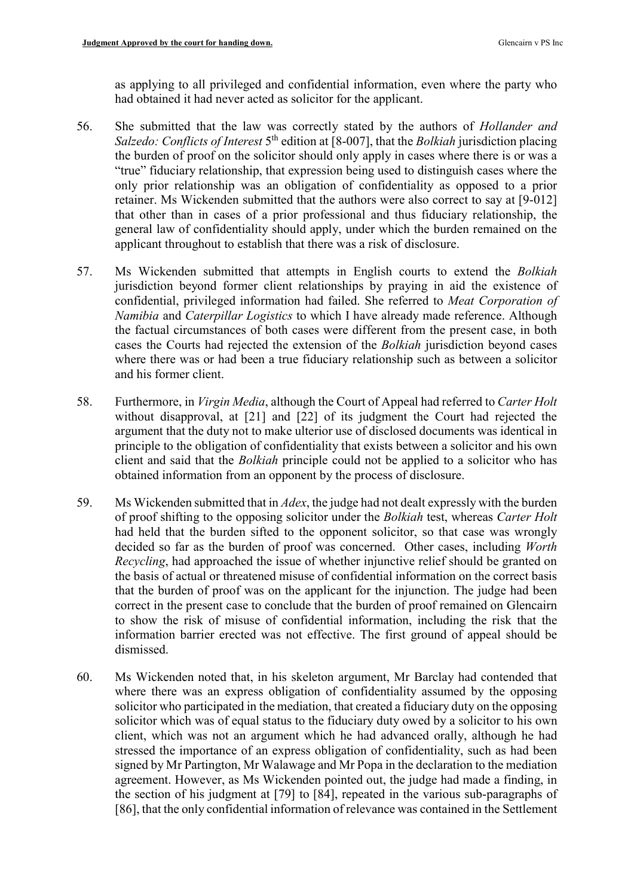as applying to all privileged and confidential information, even where the party who had obtained it had never acted as solicitor for the applicant.

56. She submitted that the law was correctly stated by the authors of *Hollander and Salzedo: Conflicts of Interest* 5th edition at [8-007], that the *Bolkiah* jurisdiction placing the burden of proof on the solicitor should only apply in cases where there is or was a "true" fiduciary relationship, that expression being used to distinguish cases where the only prior relationship was an obligation of confidentiality as opposed to a prior retainer. Ms Wickenden submitted that the authors were also correct to say at [9-012] that other than in cases of a prior professional and thus fiduciary relationship, the general law of confidentiality should apply, under which the burden remained on the applicant throughout to establish that there was a risk of disclosure.

57. Ms Wickenden submitted that attempts in English courts to extend the *Bolkiah* jurisdiction beyond former client relationships by praying in aid the existence of confidential, privileged information had failed. She referred to *Meat Corporation of Namibia* and *Caterpillar Logistics* to which I have already made reference. Although the factual circumstances of both cases were different from the present case, in both cases the Courts had rejected the extension of the *Bolkiah* jurisdiction beyond cases where there was or had been a true fiduciary relationship such as between a solicitor and his former client.

58. Furthermore, in *Virgin Media*, although the Court of Appeal had referred to *Carter Holt* without disapproval, at [21] and [22] of its judgment the Court had rejected the argument that the duty not to make ulterior use of disclosed documents was identical in principle to the obligation of confidentiality that exists between a solicitor and his own client and said that the *Bolkiah* principle could not be applied to a solicitor who has obtained information from an opponent by the process of disclosure.

59. Ms Wickenden submitted that in *Adex*, the judge had not dealt expressly with the burden of proof shifting to the opposing solicitor under the *Bolkiah* test, whereas *Carter Holt* had held that the burden sifted to the opponent solicitor, so that case was wrongly decided so far as the burden of proof was concerned. Other cases, including *Worth Recycling*, had approached the issue of whether injunctive relief should be granted on the basis of actual or threatened misuse of confidential information on the correct basis that the burden of proof was on the applicant for the injunction. The judge had been correct in the present case to conclude that the burden of proof remained on Glencairn to show the risk of misuse of confidential information, including the risk that the information barrier erected was not effective. The first ground of appeal should be dismissed.

60. Ms Wickenden noted that, in his skeleton argument, Mr Barclay had contended that where there was an express obligation of confidentiality assumed by the opposing solicitor who participated in the mediation, that created a fiduciary duty on the opposing solicitor which was of equal status to the fiduciary duty owed by a solicitor to his own client, which was not an argument which he had advanced orally, although he had stressed the importance of an express obligation of confidentiality, such as had been signed by Mr Partington, Mr Walawage and Mr Popa in the declaration to the mediation agreement. However, as Ms Wickenden pointed out, the judge had made a finding, in the section of his judgment at [79] to [84], repeated in the various sub-paragraphs of [86], that the only confidential information of relevance was contained in the Settlement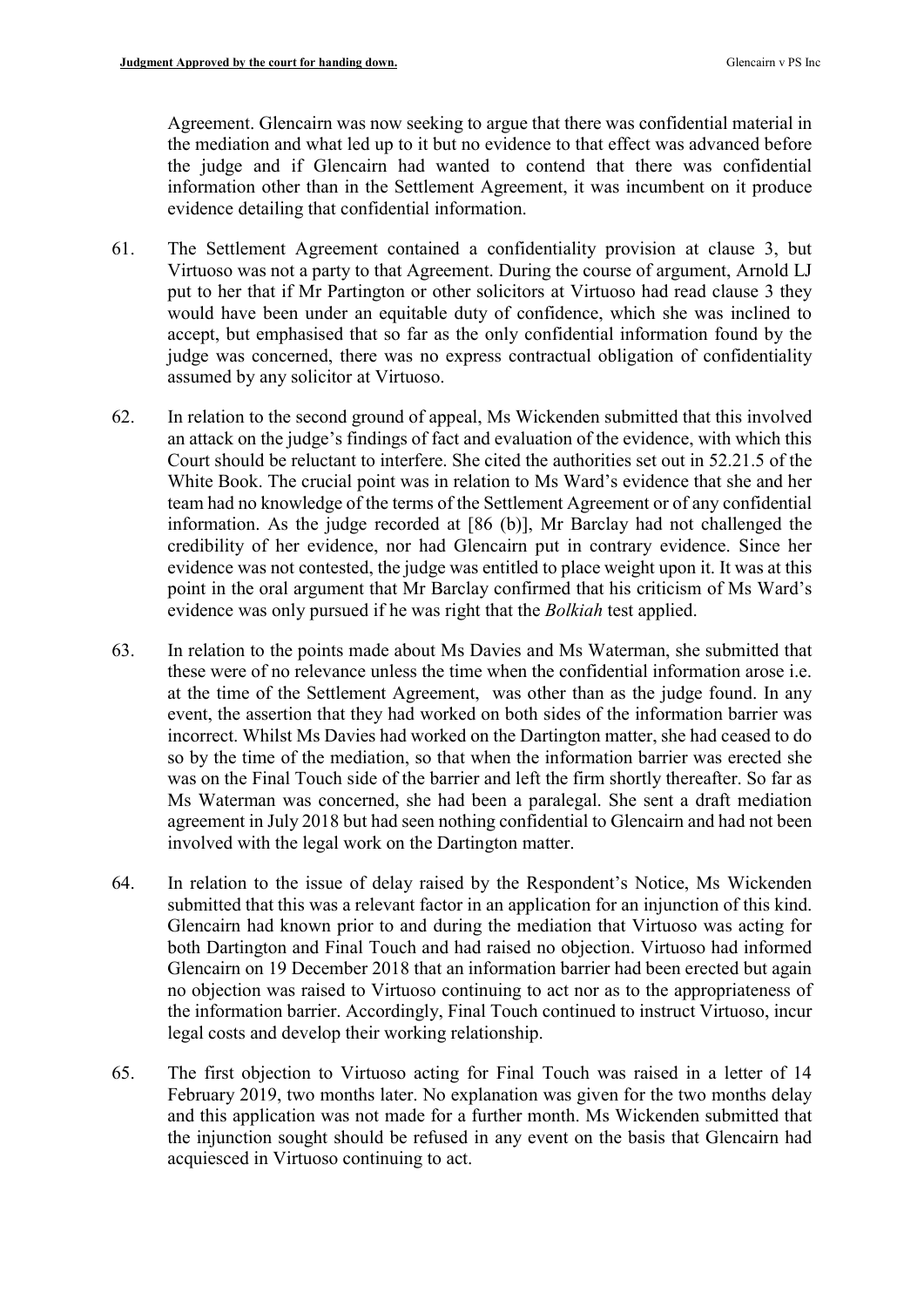Agreement. Glencairn was now seeking to argue that there was confidential material in the mediation and what led up to it but no evidence to that effect was advanced before the judge and if Glencairn had wanted to contend that there was confidential information other than in the Settlement Agreement, it was incumbent on it produce evidence detailing that confidential information.

61. The Settlement Agreement contained a confidentiality provision at clause 3, but Virtuoso was not a party to that Agreement. During the course of argument, Arnold LJ put to her that if Mr Partington or other solicitors at Virtuoso had read clause 3 they would have been under an equitable duty of confidence, which she was inclined to accept, but emphasised that so far as the only confidential information found by the judge was concerned, there was no express contractual obligation of confidentiality assumed by any solicitor at Virtuoso.

62. In relation to the second ground of appeal, Ms Wickenden submitted that this involved an attack on the judge's findings of fact and evaluation of the evidence, with which this Court should be reluctant to interfere. She cited the authorities set out in 52.21.5 of the White Book. The crucial point was in relation to Ms Ward's evidence that she and her team had no knowledge of the terms of the Settlement Agreement or of any confidential information. As the judge recorded at [86 (b)], Mr Barclay had not challenged the credibility of her evidence, nor had Glencairn put in contrary evidence. Since her evidence was not contested, the judge was entitled to place weight upon it. It was at this point in the oral argument that Mr Barclay confirmed that his criticism of Ms Ward's evidence was only pursued if he was right that the *Bolkiah* test applied.

63. In relation to the points made about Ms Davies and Ms Waterman, she submitted that these were of no relevance unless the time when the confidential information arose i.e. at the time of the Settlement Agreement, was other than as the judge found. In any event, the assertion that they had worked on both sides of the information barrier was incorrect. Whilst Ms Davies had worked on the Dartington matter, she had ceased to do so by the time of the mediation, so that when the information barrier was erected she was on the Final Touch side of the barrier and left the firm shortly thereafter. So far as Ms Waterman was concerned, she had been a paralegal. She sent a draft mediation agreement in July 2018 but had seen nothing confidential to Glencairn and had not been involved with the legal work on the Dartington matter.

64. In relation to the issue of delay raised by the Respondent's Notice, Ms Wickenden submitted that this was a relevant factor in an application for an injunction of this kind. Glencairn had known prior to and during the mediation that Virtuoso was acting for both Dartington and Final Touch and had raised no objection. Virtuoso had informed Glencairn on 19 December 2018 that an information barrier had been erected but again no objection was raised to Virtuoso continuing to act nor as to the appropriateness of the information barrier. Accordingly, Final Touch continued to instruct Virtuoso, incur legal costs and develop their working relationship.

65. The first objection to Virtuoso acting for Final Touch was raised in a letter of 14 February 2019, two months later. No explanation was given for the two months delay and this application was not made for a further month. Ms Wickenden submitted that the injunction sought should be refused in any event on the basis that Glencairn had acquiesced in Virtuoso continuing to act.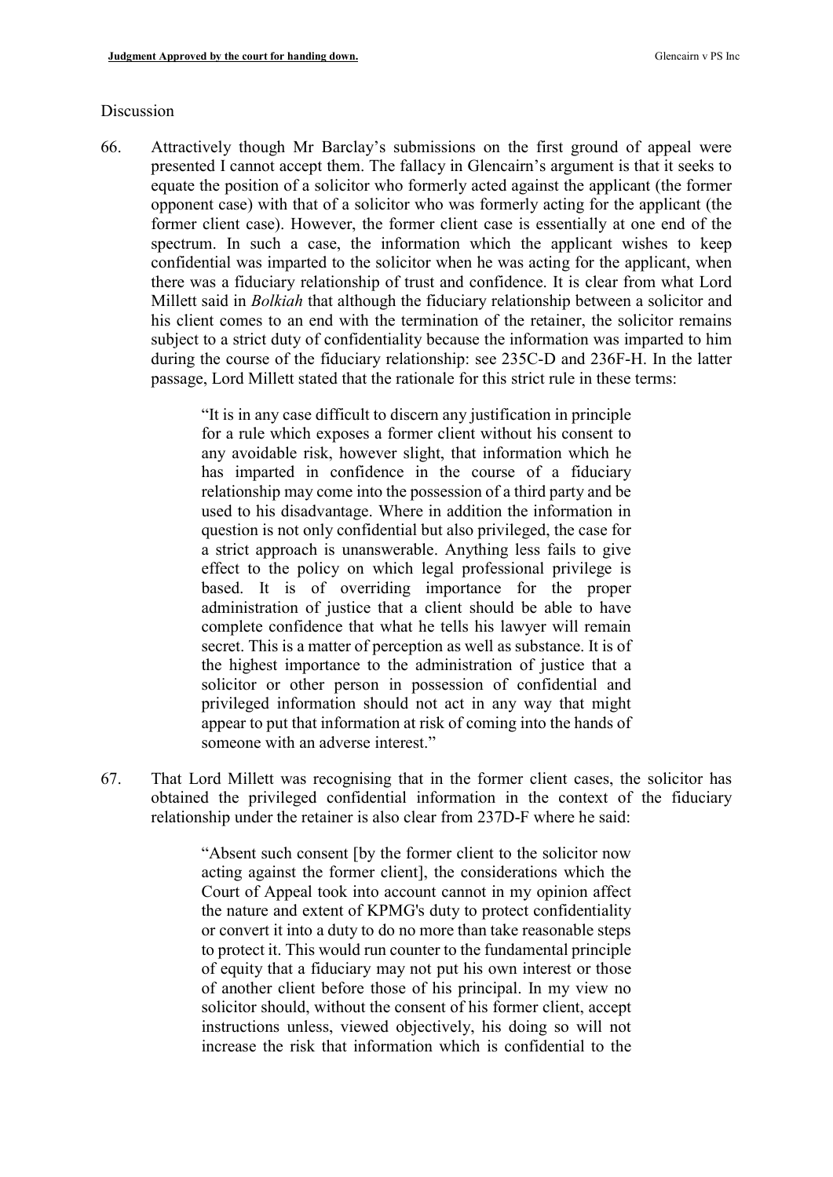## Discussion

66. Attractively though Mr Barclay's submissions on the first ground of appeal were presented I cannot accept them. The fallacy in Glencairn's argument is that it seeks to equate the position of a solicitor who formerly acted against the applicant (the former opponent case) with that of a solicitor who was formerly acting for the applicant (the former client case). However, the former client case is essentially at one end of the spectrum. In such a case, the information which the applicant wishes to keep confidential was imparted to the solicitor when he was acting for the applicant, when there was a fiduciary relationship of trust and confidence. It is clear from what Lord Millett said in *Bolkiah* that although the fiduciary relationship between a solicitor and his client comes to an end with the termination of the retainer, the solicitor remains subject to a strict duty of confidentiality because the information was imparted to him during the course of the fiduciary relationship: see 235C-D and 236F-H. In the latter passage, Lord Millett stated that the rationale for this strict rule in these terms:

> "It is in any case difficult to discern any justification in principle for a rule which exposes a former client without his consent to any avoidable risk, however slight, that information which he has imparted in confidence in the course of a fiduciary relationship may come into the possession of a third party and be used to his disadvantage. Where in addition the information in question is not only confidential but also privileged, the case for a strict approach is unanswerable. Anything less fails to give effect to the policy on which legal professional privilege is based. It is of overriding importance for the proper administration of justice that a client should be able to have complete confidence that what he tells his lawyer will remain secret. This is a matter of perception as well as substance. It is of the highest importance to the administration of justice that a solicitor or other person in possession of confidential and privileged information should not act in any way that might appear to put that information at risk of coming into the hands of someone with an adverse interest."

67. That Lord Millett was recognising that in the former client cases, the solicitor has obtained the privileged confidential information in the context of the fiduciary relationship under the retainer is also clear from 237D-F where he said:

> "Absent such consent [by the former client to the solicitor now acting against the former client], the considerations which the Court of Appeal took into account cannot in my opinion affect the nature and extent of KPMG's duty to protect confidentiality or convert it into a duty to do no more than take reasonable steps to protect it. This would run counter to the fundamental principle of equity that a fiduciary may not put his own interest or those of another client before those of his principal. In my view no solicitor should, without the consent of his former client, accept instructions unless, viewed objectively, his doing so will not increase the risk that information which is confidential to the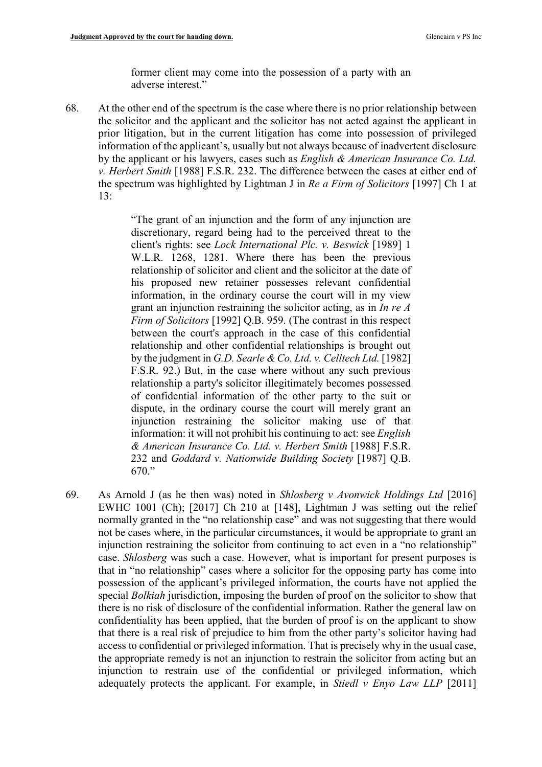> former client may come into the possession of a party with an adverse interest."

68. At the other end of the spectrum is the case where there is no prior relationship between the solicitor and the applicant and the solicitor has not acted against the applicant in prior litigation, but in the current litigation has come into possession of privileged information of the applicant's, usually but not always because of inadvertent disclosure by the applicant or his lawyers, cases such as *English & American Insurance Co. Ltd. v. Herbert Smith* [1988] F.S.R. 232. The difference between the cases at either end of the spectrum was highlighted by Lightman J in *Re a Firm of Solicitors* [1997] Ch 1 at 13:

> "The grant of an injunction and the form of any injunction are discretionary, regard being had to the perceived threat to the client's rights: see *Lock International Plc. v. Beswick* [1989] 1 W.L.R. 1268, 1281. Where there has been the previous relationship of solicitor and client and the solicitor at the date of his proposed new retainer possesses relevant confidential information, in the ordinary course the court will in my view grant an injunction restraining the solicitor acting, as in *In re A Firm of Solicitors* [1992] Q.B. 959. (The contrast in this respect between the court's approach in the case of this confidential relationship and other confidential relationships is brought out by the judgment in *G.D. Searle & Co. Ltd. v. Celltech Ltd.* [1982] F.S.R. 92.) But, in the case where without any such previous relationship a party's solicitor illegitimately becomes possessed of confidential information of the other party to the suit or dispute, in the ordinary course the court will merely grant an injunction restraining the solicitor making use of that information: it will not prohibit his continuing to act: see *English & American Insurance Co. Ltd. v. Herbert Smith* [1988] F.S.R. 232 and *Goddard v. Nationwide Building Society* [1987] Q.B. 670."

69. As Arnold J (as he then was) noted in *Shlosberg v Avonwick Holdings Ltd* [2016] EWHC 1001 (Ch); [2017] Ch 210 at [148], Lightman J was setting out the relief normally granted in the "no relationship case" and was not suggesting that there would not be cases where, in the particular circumstances, it would be appropriate to grant an injunction restraining the solicitor from continuing to act even in a "no relationship" case. *Shlosberg* was such a case. However, what is important for present purposes is that in "no relationship" cases where a solicitor for the opposing party has come into possession of the applicant's privileged information, the courts have not applied the special *Bolkiah* jurisdiction, imposing the burden of proof on the solicitor to show that there is no risk of disclosure of the confidential information. Rather the general law on confidentiality has been applied, that the burden of proof is on the applicant to show that there is a real risk of prejudice to him from the other party's solicitor having had access to confidential or privileged information. That is precisely why in the usual case, the appropriate remedy is not an injunction to restrain the solicitor from acting but an injunction to restrain use of the confidential or privileged information, which adequately protects the applicant. For example, in *Stiedl v Enyo Law LLP* [2011]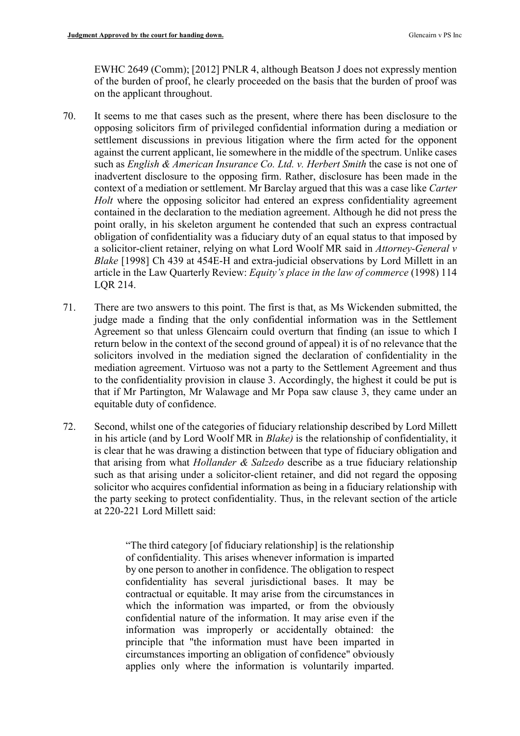EWHC 2649 (Comm); [2012] PNLR 4, although Beatson J does not expressly mention of the burden of proof, he clearly proceeded on the basis that the burden of proof was on the applicant throughout.

70. It seems to me that cases such as the present, where there has been disclosure to the opposing solicitors firm of privileged confidential information during a mediation or settlement discussions in previous litigation where the firm acted for the opponent against the current applicant, lie somewhere in the middle of the spectrum. Unlike cases such as *English & American Insurance Co. Ltd. v. Herbert Smith* the case is not one of inadvertent disclosure to the opposing firm. Rather, disclosure has been made in the context of a mediation or settlement. Mr Barclay argued that this was a case like *Carter Holt* where the opposing solicitor had entered an express confidentiality agreement contained in the declaration to the mediation agreement. Although he did not press the point orally, in his skeleton argument he contended that such an express contractual obligation of confidentiality was a fiduciary duty of an equal status to that imposed by a solicitor-client retainer, relying on what Lord Woolf MR said in *Attorney-General v Blake* [1998] Ch 439 at 454E-H and extra-judicial observations by Lord Millett in an article in the Law Quarterly Review: *Equity's place in the law of commerce* (1998) 114 LQR 214.

71. There are two answers to this point. The first is that, as Ms Wickenden submitted, the judge made a finding that the only confidential information was in the Settlement Agreement so that unless Glencairn could overturn that finding (an issue to which I return below in the context of the second ground of appeal) it is of no relevance that the solicitors involved in the mediation signed the declaration of confidentiality in the mediation agreement. Virtuoso was not a party to the Settlement Agreement and thus to the confidentiality provision in clause 3. Accordingly, the highest it could be put is that if Mr Partington, Mr Walawage and Mr Popa saw clause 3, they came under an equitable duty of confidence.

72. Second, whilst one of the categories of fiduciary relationship described by Lord Millett in his article (and by Lord Woolf MR in *Blake)* is the relationship of confidentiality, it is clear that he was drawing a distinction between that type of fiduciary obligation and that arising from what *Hollander & Salzedo* describe as a true fiduciary relationship such as that arising under a solicitor-client retainer, and did not regard the opposing solicitor who acquires confidential information as being in a fiduciary relationship with the party seeking to protect confidentiality. Thus, in the relevant section of the article at 220-221 Lord Millett said:

> "The third category [of fiduciary relationship] is the relationship of confidentiality. This arises whenever information is imparted by one person to another in confidence. The obligation to respect confidentiality has several jurisdictional bases. It may be contractual or equitable. It may arise from the circumstances in which the information was imparted, or from the obviously confidential nature of the information. It may arise even if the information was improperly or accidentally obtained: the principle that "the information must have been imparted in circumstances importing an obligation of confidence" obviously applies only where the information is voluntarily imparted.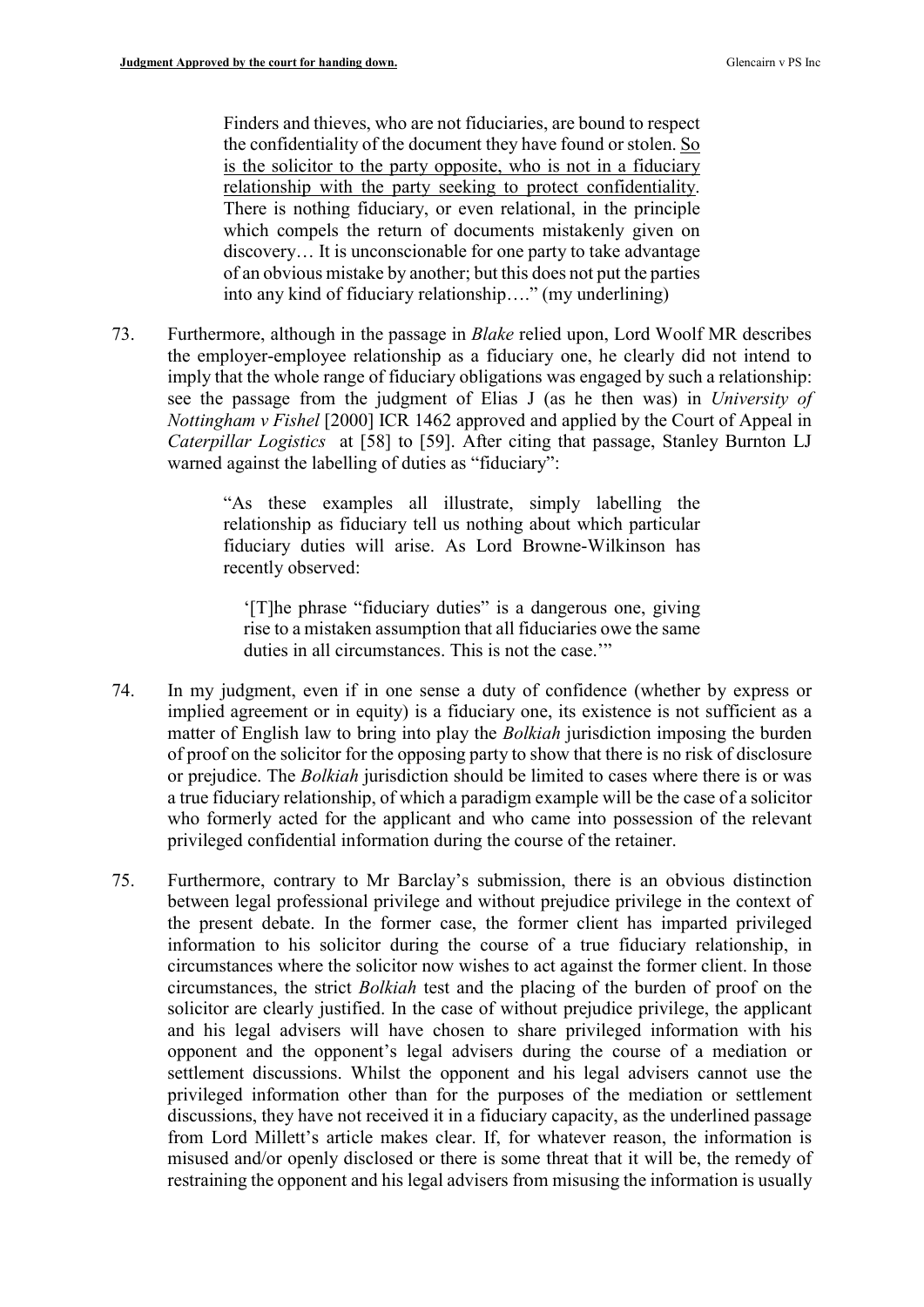> Finders and thieves, who are not fiduciaries, are bound to respect the confidentiality of the document they have found or stolen. <u>So is the solicitor to the party opposite, who is not in a fiduciary relationship with the party seeking to protect confidentiality</u>. There is nothing fiduciary, or even relational, in the principle which compels the return of documents mistakenly given on discovery… It is unconscionable for one party to take advantage of an obvious mistake by another; but this does not put the parties into any kind of fiduciary relationship…." (my underlining)

73. Furthermore, although in the passage in *Blake* relied upon, Lord Woolf MR describes the employer-employee relationship as a fiduciary one, he clearly did not intend to imply that the whole range of fiduciary obligations was engaged by such a relationship: see the passage from the judgment of Elias J (as he then was) in *University of Nottingham v Fishel* [2000] ICR 1462 approved and applied by the Court of Appeal in *Caterpillar Logistics* at [58] to [59]. After citing that passage, Stanley Burnton LJ warned against the labelling of duties as "fiduciary":

> "As these examples all illustrate, simply labelling the relationship as fiduciary tell us nothing about which particular fiduciary duties will arise. As Lord Browne-Wilkinson has recently observed:
>
> > '[T]he phrase "fiduciary duties" is a dangerous one, giving rise to a mistaken assumption that all fiduciaries owe the same duties in all circumstances. This is not the case.'"

74. In my judgment, even if in one sense a duty of confidence (whether by express or implied agreement or in equity) is a fiduciary one, its existence is not sufficient as a matter of English law to bring into play the *Bolkiah* jurisdiction imposing the burden of proof on the solicitor for the opposing party to show that there is no risk of disclosure or prejudice. The *Bolkiah* jurisdiction should be limited to cases where there is or was a true fiduciary relationship, of which a paradigm example will be the case of a solicitor who formerly acted for the applicant and who came into possession of the relevant privileged confidential information during the course of the retainer.

75. Furthermore, contrary to Mr Barclay's submission, there is an obvious distinction between legal professional privilege and without prejudice privilege in the context of the present debate. In the former case, the former client has imparted privileged information to his solicitor during the course of a true fiduciary relationship, in circumstances where the solicitor now wishes to act against the former client. In those circumstances, the strict *Bolkiah* test and the placing of the burden of proof on the solicitor are clearly justified. In the case of without prejudice privilege, the applicant and his legal advisers will have chosen to share privileged information with his opponent and the opponent's legal advisers during the course of a mediation or settlement discussions. Whilst the opponent and his legal advisers cannot use the privileged information other than for the purposes of the mediation or settlement discussions, they have not received it in a fiduciary capacity, as the underlined passage from Lord Millett's article makes clear. If, for whatever reason, the information is misused and/or openly disclosed or there is some threat that it will be, the remedy of restraining the opponent and his legal advisers from misusing the information is usually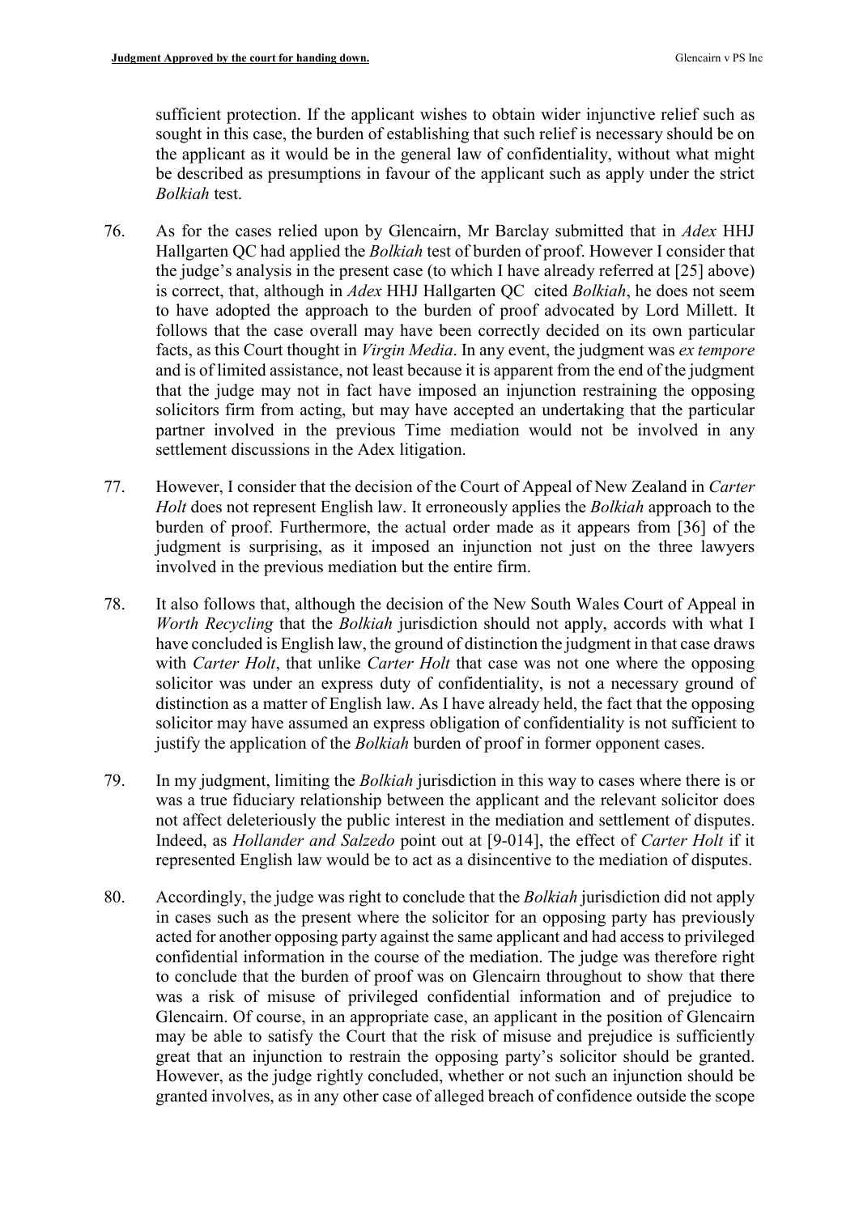sufficient protection. If the applicant wishes to obtain wider injunctive relief such as sought in this case, the burden of establishing that such relief is necessary should be on the applicant as it would be in the general law of confidentiality, without what might be described as presumptions in favour of the applicant such as apply under the strict *Bolkiah* test.

76. As for the cases relied upon by Glencairn, Mr Barclay submitted that in *Adex* HHJ Hallgarten QC had applied the *Bolkiah* test of burden of proof. However I consider that the judge's analysis in the present case (to which I have already referred at [25] above) is correct, that, although in *Adex* HHJ Hallgarten QC cited *Bolkiah*, he does not seem to have adopted the approach to the burden of proof advocated by Lord Millett. It follows that the case overall may have been correctly decided on its own particular facts, as this Court thought in *Virgin Media*. In any event, the judgment was *ex tempore* and is of limited assistance, not least because it is apparent from the end of the judgment that the judge may not in fact have imposed an injunction restraining the opposing solicitors firm from acting, but may have accepted an undertaking that the particular partner involved in the previous Time mediation would not be involved in any settlement discussions in the Adex litigation.

77. However, I consider that the decision of the Court of Appeal of New Zealand in *Carter Holt* does not represent English law. It erroneously applies the *Bolkiah* approach to the burden of proof. Furthermore, the actual order made as it appears from [36] of the judgment is surprising, as it imposed an injunction not just on the three lawyers involved in the previous mediation but the entire firm.

78. It also follows that, although the decision of the New South Wales Court of Appeal in *Worth Recycling* that the *Bolkiah* jurisdiction should not apply, accords with what I have concluded is English law, the ground of distinction the judgment in that case draws with *Carter Holt*, that unlike *Carter Holt* that case was not one where the opposing solicitor was under an express duty of confidentiality, is not a necessary ground of distinction as a matter of English law. As I have already held, the fact that the opposing solicitor may have assumed an express obligation of confidentiality is not sufficient to justify the application of the *Bolkiah* burden of proof in former opponent cases.

79. In my judgment, limiting the *Bolkiah* jurisdiction in this way to cases where there is or was a true fiduciary relationship between the applicant and the relevant solicitor does not affect deleteriously the public interest in the mediation and settlement of disputes. Indeed, as *Hollander and Salzedo* point out at [9-014], the effect of *Carter Holt* if it represented English law would be to act as a disincentive to the mediation of disputes.

80. Accordingly, the judge was right to conclude that the *Bolkiah* jurisdiction did not apply in cases such as the present where the solicitor for an opposing party has previously acted for another opposing party against the same applicant and had access to privileged confidential information in the course of the mediation. The judge was therefore right to conclude that the burden of proof was on Glencairn throughout to show that there was a risk of misuse of privileged confidential information and of prejudice to Glencairn. Of course, in an appropriate case, an applicant in the position of Glencairn may be able to satisfy the Court that the risk of misuse and prejudice is sufficiently great that an injunction to restrain the opposing party's solicitor should be granted. However, as the judge rightly concluded, whether or not such an injunction should be granted involves, as in any other case of alleged breach of confidence outside the scope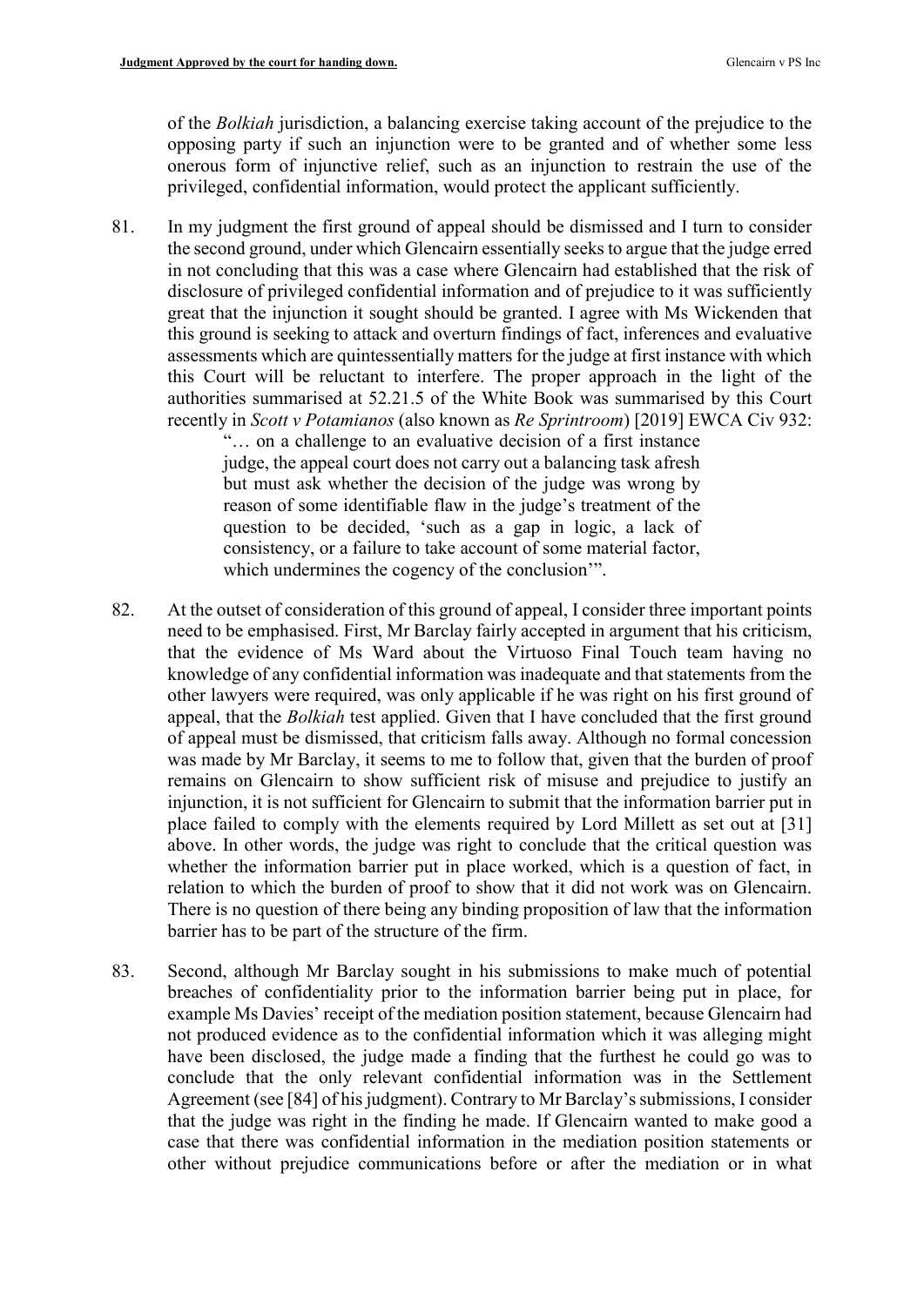of the *Bolkiah* jurisdiction, a balancing exercise taking account of the prejudice to the opposing party if such an injunction were to be granted and of whether some less onerous form of injunctive relief, such as an injunction to restrain the use of the privileged, confidential information, would protect the applicant sufficiently.

81. In my judgment the first ground of appeal should be dismissed and I turn to consider the second ground, under which Glencairn essentially seeks to argue that the judge erred in not concluding that this was a case where Glencairn had established that the risk of disclosure of privileged confidential information and of prejudice to it was sufficiently great that the injunction it sought should be granted. I agree with Ms Wickenden that this ground is seeking to attack and overturn findings of fact, inferences and evaluative assessments which are quintessentially matters for the judge at first instance with which this Court will be reluctant to interfere. The proper approach in the light of the authorities summarised at 52.21.5 of the White Book was summarised by this Court recently in *Scott v Potamianos* (also known as *Re Sprintroom*) [2019] EWCA Civ 932:

> "… on a challenge to an evaluative decision of a first instance judge, the appeal court does not carry out a balancing task afresh but must ask whether the decision of the judge was wrong by reason of some identifiable flaw in the judge's treatment of the question to be decided, 'such as a gap in logic, a lack of consistency, or a failure to take account of some material factor, which undermines the cogency of the conclusion'".

82. At the outset of consideration of this ground of appeal, I consider three important points need to be emphasised. First, Mr Barclay fairly accepted in argument that his criticism, that the evidence of Ms Ward about the Virtuoso Final Touch team having no knowledge of any confidential information was inadequate and that statements from the other lawyers were required, was only applicable if he was right on his first ground of appeal, that the *Bolkiah* test applied. Given that I have concluded that the first ground of appeal must be dismissed, that criticism falls away. Although no formal concession was made by Mr Barclay, it seems to me to follow that, given that the burden of proof remains on Glencairn to show sufficient risk of misuse and prejudice to justify an injunction, it is not sufficient for Glencairn to submit that the information barrier put in place failed to comply with the elements required by Lord Millett as set out at [31] above. In other words, the judge was right to conclude that the critical question was whether the information barrier put in place worked, which is a question of fact, in relation to which the burden of proof to show that it did not work was on Glencairn. There is no question of there being any binding proposition of law that the information barrier has to be part of the structure of the firm.

83. Second, although Mr Barclay sought in his submissions to make much of potential breaches of confidentiality prior to the information barrier being put in place, for example Ms Davies' receipt of the mediation position statement, because Glencairn had not produced evidence as to the confidential information which it was alleging might have been disclosed, the judge made a finding that the furthest he could go was to conclude that the only relevant confidential information was in the Settlement Agreement (see [84] of his judgment). Contrary to Mr Barclay's submissions, I consider that the judge was right in the finding he made. If Glencairn wanted to make good a case that there was confidential information in the mediation position statements or other without prejudice communications before or after the mediation or in what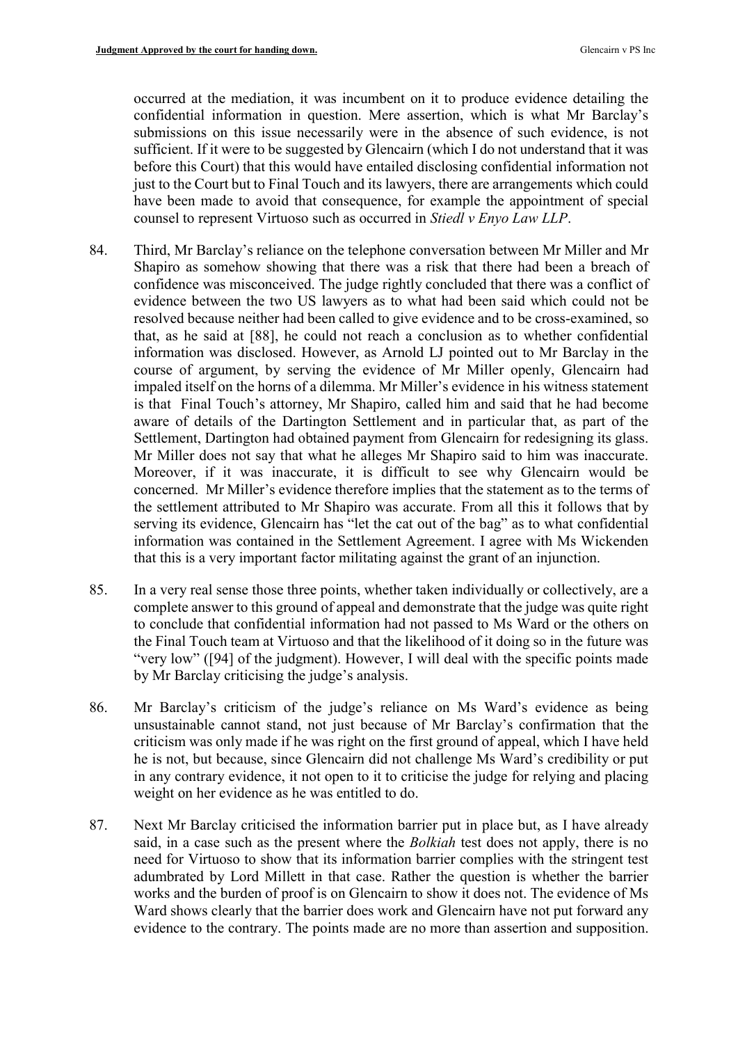occurred at the mediation, it was incumbent on it to produce evidence detailing the confidential information in question. Mere assertion, which is what Mr Barclay's submissions on this issue necessarily were in the absence of such evidence, is not sufficient. If it were to be suggested by Glencairn (which I do not understand that it was before this Court) that this would have entailed disclosing confidential information not just to the Court but to Final Touch and its lawyers, there are arrangements which could have been made to avoid that consequence, for example the appointment of special counsel to represent Virtuoso such as occurred in *Stiedl v Enyo Law LLP*.

84. Third, Mr Barclay's reliance on the telephone conversation between Mr Miller and Mr Shapiro as somehow showing that there was a risk that there had been a breach of confidence was misconceived. The judge rightly concluded that there was a conflict of evidence between the two US lawyers as to what had been said which could not be resolved because neither had been called to give evidence and to be cross-examined, so that, as he said at [88], he could not reach a conclusion as to whether confidential information was disclosed. However, as Arnold LJ pointed out to Mr Barclay in the course of argument, by serving the evidence of Mr Miller openly, Glencairn had impaled itself on the horns of a dilemma. Mr Miller's evidence in his witness statement is that Final Touch's attorney, Mr Shapiro, called him and said that he had become aware of details of the Dartington Settlement and in particular that, as part of the Settlement, Dartington had obtained payment from Glencairn for redesigning its glass. Mr Miller does not say that what he alleges Mr Shapiro said to him was inaccurate. Moreover, if it was inaccurate, it is difficult to see why Glencairn would be concerned. Mr Miller's evidence therefore implies that the statement as to the terms of the settlement attributed to Mr Shapiro was accurate. From all this it follows that by serving its evidence, Glencairn has "let the cat out of the bag" as to what confidential information was contained in the Settlement Agreement. I agree with Ms Wickenden that this is a very important factor militating against the grant of an injunction.

85. In a very real sense those three points, whether taken individually or collectively, are a complete answer to this ground of appeal and demonstrate that the judge was quite right to conclude that confidential information had not passed to Ms Ward or the others on the Final Touch team at Virtuoso and that the likelihood of it doing so in the future was "very low" ([94] of the judgment). However, I will deal with the specific points made by Mr Barclay criticising the judge's analysis.

86. Mr Barclay's criticism of the judge's reliance on Ms Ward's evidence as being unsustainable cannot stand, not just because of Mr Barclay's confirmation that the criticism was only made if he was right on the first ground of appeal, which I have held he is not, but because, since Glencairn did not challenge Ms Ward's credibility or put in any contrary evidence, it not open to it to criticise the judge for relying and placing weight on her evidence as he was entitled to do.

87. Next Mr Barclay criticised the information barrier put in place but, as I have already said, in a case such as the present where the *Bolkiah* test does not apply, there is no need for Virtuoso to show that its information barrier complies with the stringent test adumbrated by Lord Millett in that case. Rather the question is whether the barrier works and the burden of proof is on Glencairn to show it does not. The evidence of Ms Ward shows clearly that the barrier does work and Glencairn have not put forward any evidence to the contrary. The points made are no more than assertion and supposition.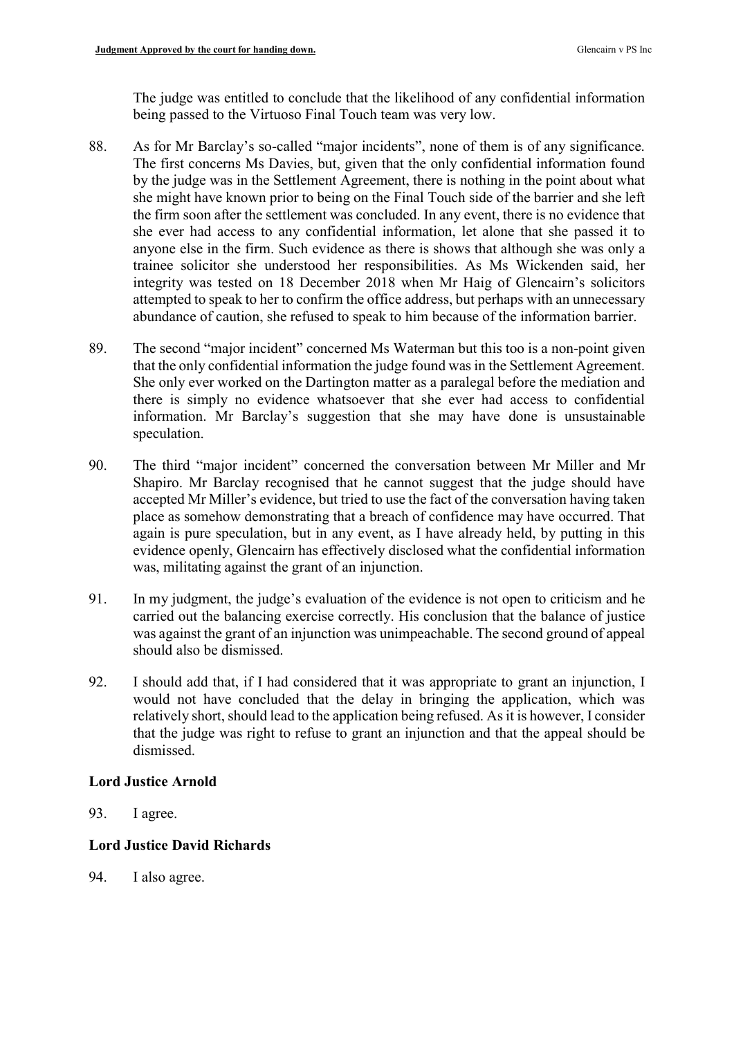The judge was entitled to conclude that the likelihood of any confidential information being passed to the Virtuoso Final Touch team was very low.

88. As for Mr Barclay's so-called "major incidents", none of them is of any significance. The first concerns Ms Davies, but, given that the only confidential information found by the judge was in the Settlement Agreement, there is nothing in the point about what she might have known prior to being on the Final Touch side of the barrier and she left the firm soon after the settlement was concluded. In any event, there is no evidence that she ever had access to any confidential information, let alone that she passed it to anyone else in the firm. Such evidence as there is shows that although she was only a trainee solicitor she understood her responsibilities. As Ms Wickenden said, her integrity was tested on 18 December 2018 when Mr Haig of Glencairn's solicitors attempted to speak to her to confirm the office address, but perhaps with an unnecessary abundance of caution, she refused to speak to him because of the information barrier.

89. The second "major incident" concerned Ms Waterman but this too is a non-point given that the only confidential information the judge found was in the Settlement Agreement. She only ever worked on the Dartington matter as a paralegal before the mediation and there is simply no evidence whatsoever that she ever had access to confidential information. Mr Barclay's suggestion that she may have done is unsustainable speculation.

90. The third "major incident" concerned the conversation between Mr Miller and Mr Shapiro. Mr Barclay recognised that he cannot suggest that the judge should have accepted Mr Miller's evidence, but tried to use the fact of the conversation having taken place as somehow demonstrating that a breach of confidence may have occurred. That again is pure speculation, but in any event, as I have already held, by putting in this evidence openly, Glencairn has effectively disclosed what the confidential information was, militating against the grant of an injunction.

91. In my judgment, the judge's evaluation of the evidence is not open to criticism and he carried out the balancing exercise correctly. His conclusion that the balance of justice was against the grant of an injunction was unimpeachable. The second ground of appeal should also be dismissed.

92. I should add that, if I had considered that it was appropriate to grant an injunction, I would not have concluded that the delay in bringing the application, which was relatively short, should lead to the application being refused. As it is however, I consider that the judge was right to refuse to grant an injunction and that the appeal should be dismissed.

**Lord Justice Arnold**

93. I agree.

**Lord Justice David Richards**

94. I also agree.